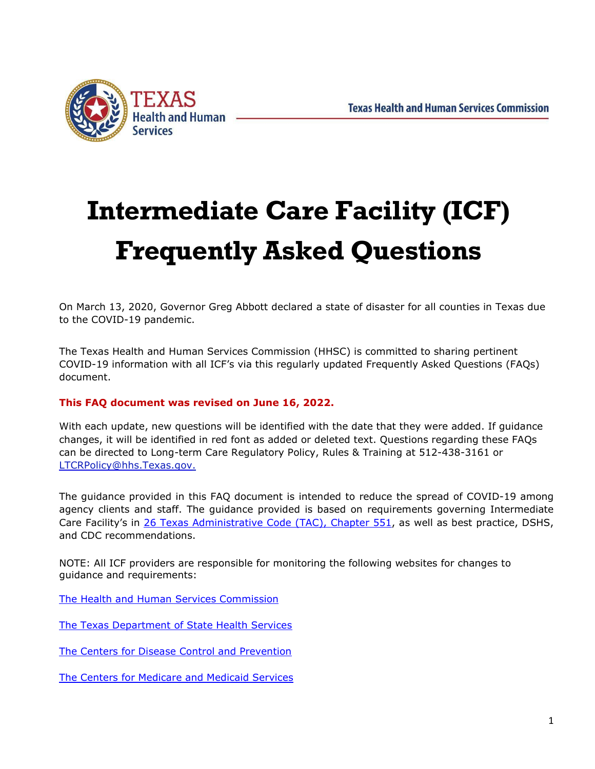Texas Health and Human Services Commission

# Intermediate Care Facility (ICF) Frequently Asked Questions

On March 13, 2020, Governor Greg Abbott declared a state of disaster for all counties in Texas due to the COVID-19 pandemic.

The Texas Health and Human Services Commission (HHSC) is committed to sharing pertinent COVID-19 information with all ICF's via this regularly updated Frequently Asked Questions (FAQs) document.

**This FAQ document was revised on June 16, 2022.**

With each update, new questions will be identified with the date that they were added. If guidance changes, it will be identified in red font as added or deleted text. Questions regarding these FAQs can be directed to Long-term Care Regulatory Policy, Rules & Training at 512-438-3161 or [LTCRPolicy@hhs.Texas.gov.](mailto:LTCRPolicy@hhs.Texas.gov)

The guidance provided in this FAQ document is intended to reduce the spread of COVID-19 among agency clients and staff. The guidance provided is based on requirements governing Intermediate Care Facility's in [26 Texas Administrative Code (TAC), Chapter 551](), as well as best practice, DSHS, and CDC recommendations.

NOTE: All ICF providers are responsible for monitoring the following websites for changes to guidance and requirements:

[The Health and Human Services Commission]()

[The Texas Department of State Health Services]()

[The Centers for Disease Control and Prevention]()

[The Centers for Medicare and Medicaid Services]()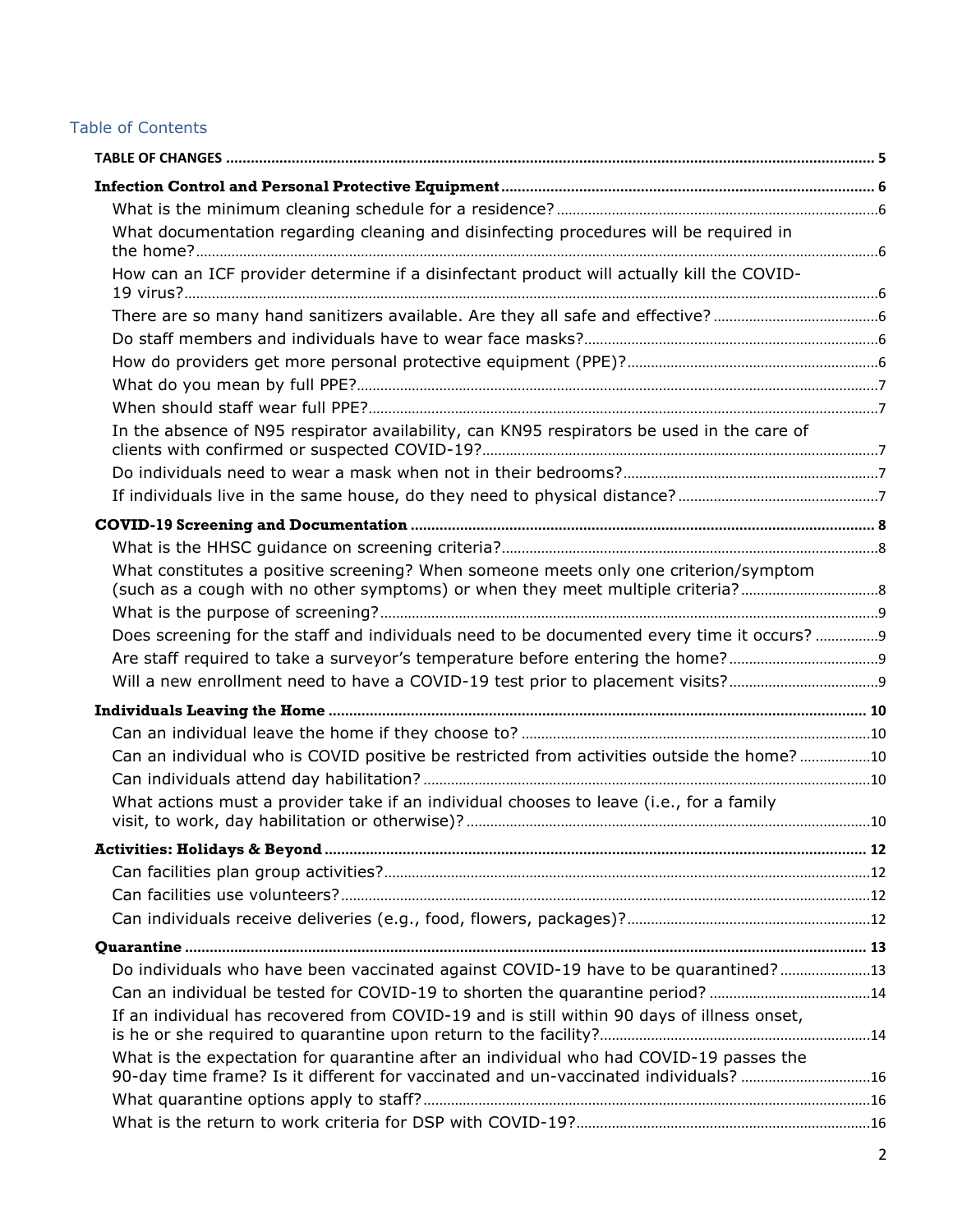# Table of Contents

**TABLE OF CHANGES** .......... 5

**Infection Control and Personal Protective Equipment** .......... 6

- What is the minimum cleaning schedule for a residence? .......... 6
- What documentation regarding cleaning and disinfecting procedures will be required in the home? .......... 6
- How can an ICF provider determine if a disinfectant product will actually kill the COVID-19 virus? .......... 6
- There are so many hand sanitizers available. Are they all safe and effective? .......... 6
- Do staff members and individuals have to wear face masks? .......... 6
- How do providers get more personal protective equipment (PPE)? .......... 6
- What do you mean by full PPE? .......... 7
- When should staff wear full PPE? .......... 7
- In the absence of N95 respirator availability, can KN95 respirators be used in the care of clients with confirmed or suspected COVID-19? .......... 7
- Do individuals need to wear a mask when not in their bedrooms? .......... 7
- If individuals live in the same house, do they need to physical distance? .......... 7

**COVID-19 Screening and Documentation** .......... 8

- What is the HHSC guidance on screening criteria? .......... 8
- What constitutes a positive screening? When someone meets only one criterion/symptom (such as a cough with no other symptoms) or when they meet multiple criteria? .......... 8
- What is the purpose of screening? .......... 9
- Does screening for the staff and individuals need to be documented every time it occurs? .......... 9
- Are staff required to take a surveyor's temperature before entering the home? .......... 9
- Will a new enrollment need to have a COVID-19 test prior to placement visits? .......... 9

**Individuals Leaving the Home** .......... 10

- Can an individual leave the home if they choose to? .......... 10
- Can an individual who is COVID positive be restricted from activities outside the home? .......... 10
- Can individuals attend day habilitation? .......... 10
- What actions must a provider take if an individual chooses to leave (i.e., for a family visit, to work, day habilitation or otherwise)? .......... 10

**Activities: Holidays & Beyond** .......... 12

- Can facilities plan group activities? .......... 12
- Can facilities use volunteers? .......... 12
- Can individuals receive deliveries (e.g., food, flowers, packages)? .......... 12

**Quarantine** .......... 13

- Do individuals who have been vaccinated against COVID-19 have to be quarantined? .......... 13
- Can an individual be tested for COVID-19 to shorten the quarantine period? .......... 14
- If an individual has recovered from COVID-19 and is still within 90 days of illness onset, is he or she required to quarantine upon return to the facility? .......... 14
- What is the expectation for quarantine after an individual who had COVID-19 passes the 90-day time frame? Is it different for vaccinated and un-vaccinated individuals? .......... 16
- What quarantine options apply to staff? .......... 16
- What is the return to work criteria for DSP with COVID-19? .......... 16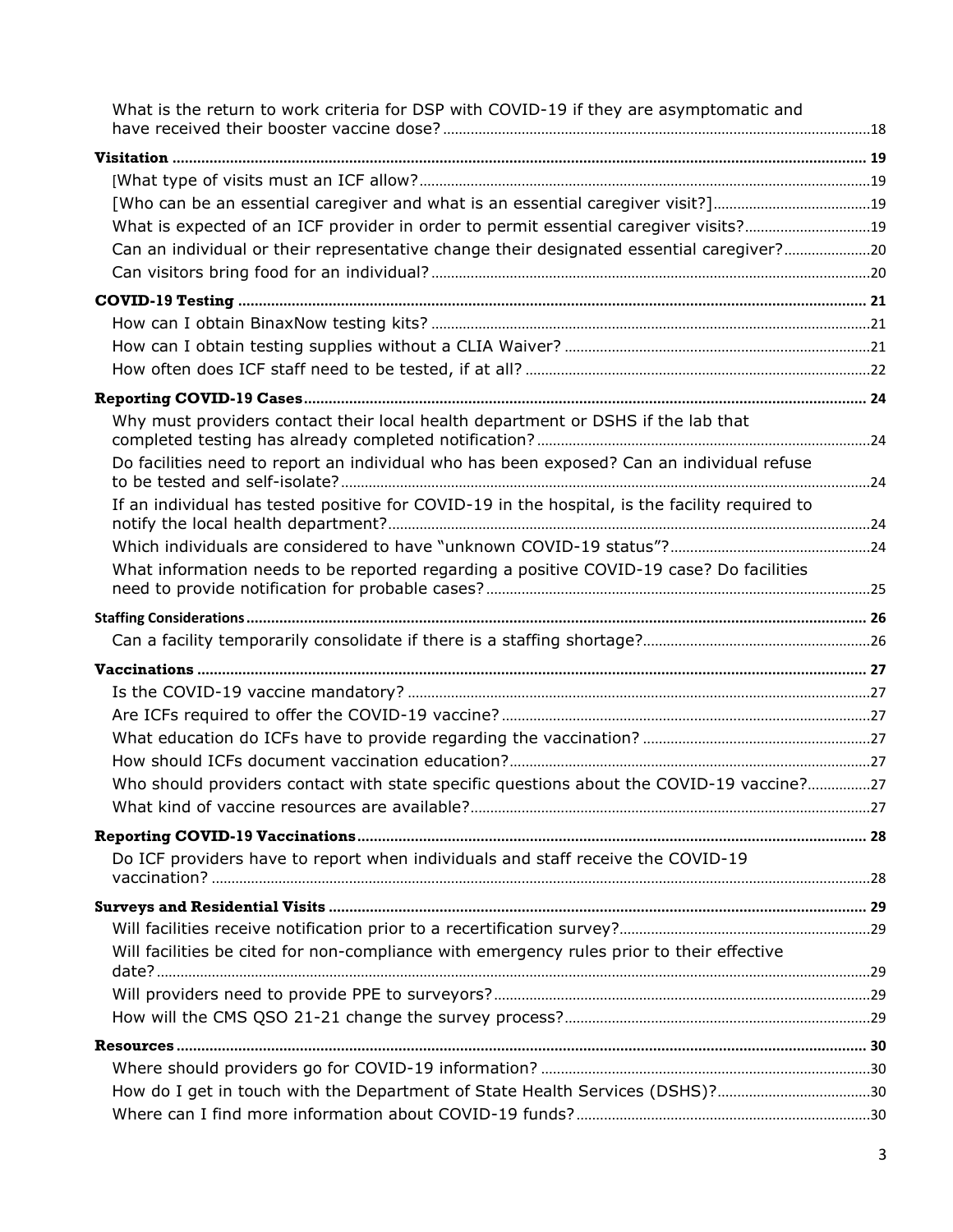What is the return to work criteria for DSP with COVID-19 if they are asymptomatic and have received their booster vaccine dose? ... 18

**Visitation** ... 19

[What type of visits must an ICF allow? ... 19

[Who can be an essential caregiver and what is an essential caregiver visit?] ... 19

What is expected of an ICF provider in order to permit essential caregiver visits? ... 19

Can an individual or their representative change their designated essential caregiver? ... 20

Can visitors bring food for an individual? ... 20

**COVID-19 Testing** ... 21

How can I obtain BinaxNow testing kits? ... 21

How can I obtain testing supplies without a CLIA Waiver? ... 21

How often does ICF staff need to be tested, if at all? ... 22

**Reporting COVID-19 Cases** ... 24

Why must providers contact their local health department or DSHS if the lab that completed testing has already completed notification? ... 24

Do facilities need to report an individual who has been exposed? Can an individual refuse to be tested and self-isolate? ... 24

If an individual has tested positive for COVID-19 in the hospital, is the facility required to notify the local health department? ... 24

Which individuals are considered to have "unknown COVID-19 status"? ... 24

What information needs to be reported regarding a positive COVID-19 case? Do facilities need to provide notification for probable cases? ... 25

**Staffing Considerations** ... 26

Can a facility temporarily consolidate if there is a staffing shortage? ... 26

**Vaccinations** ... 27

Is the COVID-19 vaccine mandatory? ... 27

Are ICFs required to offer the COVID-19 vaccine? ... 27

What education do ICFs have to provide regarding the vaccination? ... 27

How should ICFs document vaccination education? ... 27

Who should providers contact with state specific questions about the COVID-19 vaccine? ... 27

What kind of vaccine resources are available? ... 27

**Reporting COVID-19 Vaccinations** ... 28

Do ICF providers have to report when individuals and staff receive the COVID-19 vaccination? ... 28

**Surveys and Residential Visits** ... 29

Will facilities receive notification prior to a recertification survey? ... 29

Will facilities be cited for non-compliance with emergency rules prior to their effective date? ... 29

Will providers need to provide PPE to surveyors? ... 29

How will the CMS QSO 21-21 change the survey process? ... 29

**Resources** ... 30

Where should providers go for COVID-19 information? ... 30

How do I get in touch with the Department of State Health Services (DSHS)? ... 30

Where can I find more information about COVID-19 funds? ... 30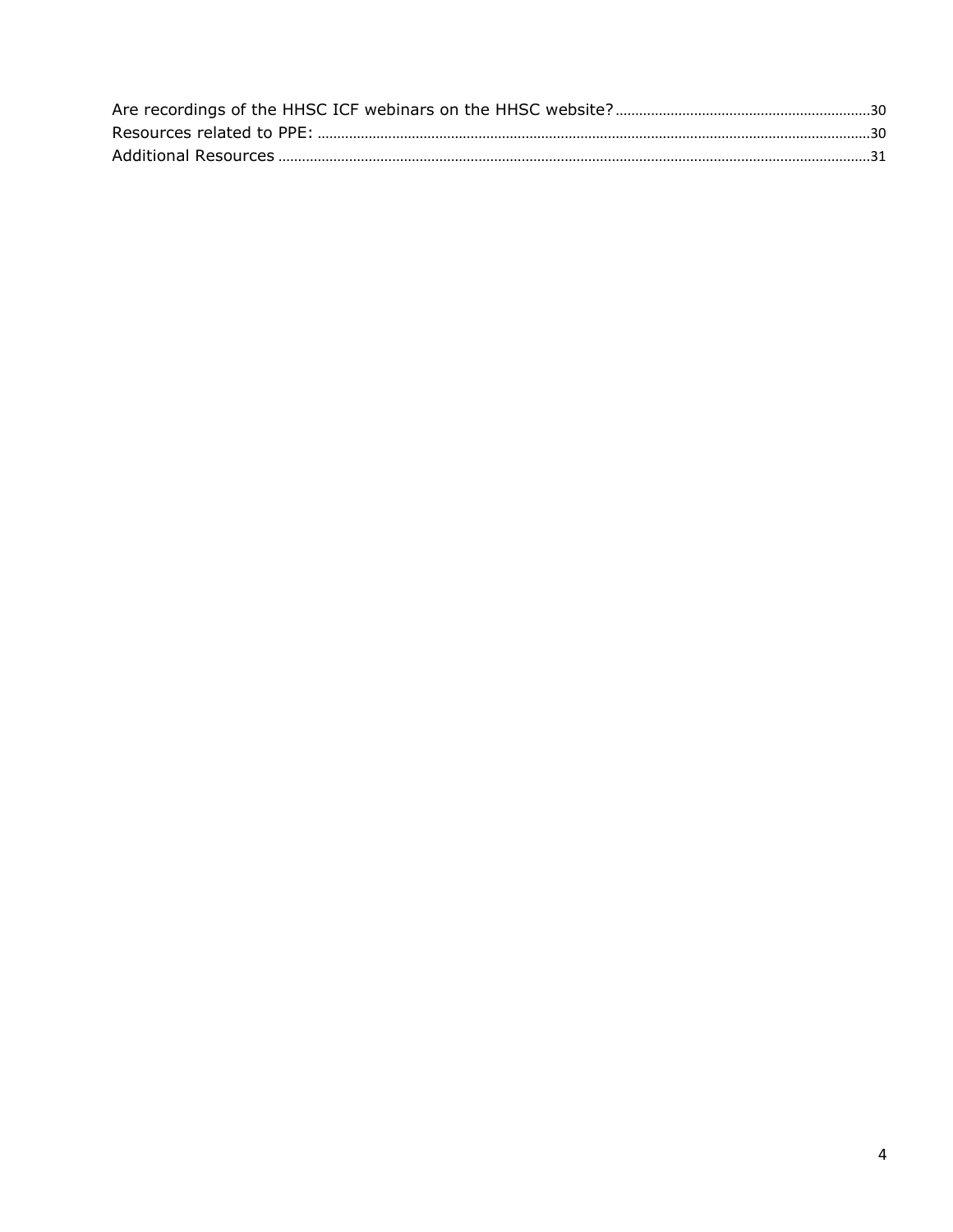Are recordings of the HHSC ICF webinars on the HHSC website? ........ 30
Resources related to PPE: ........ 30
Additional Resources ........ 31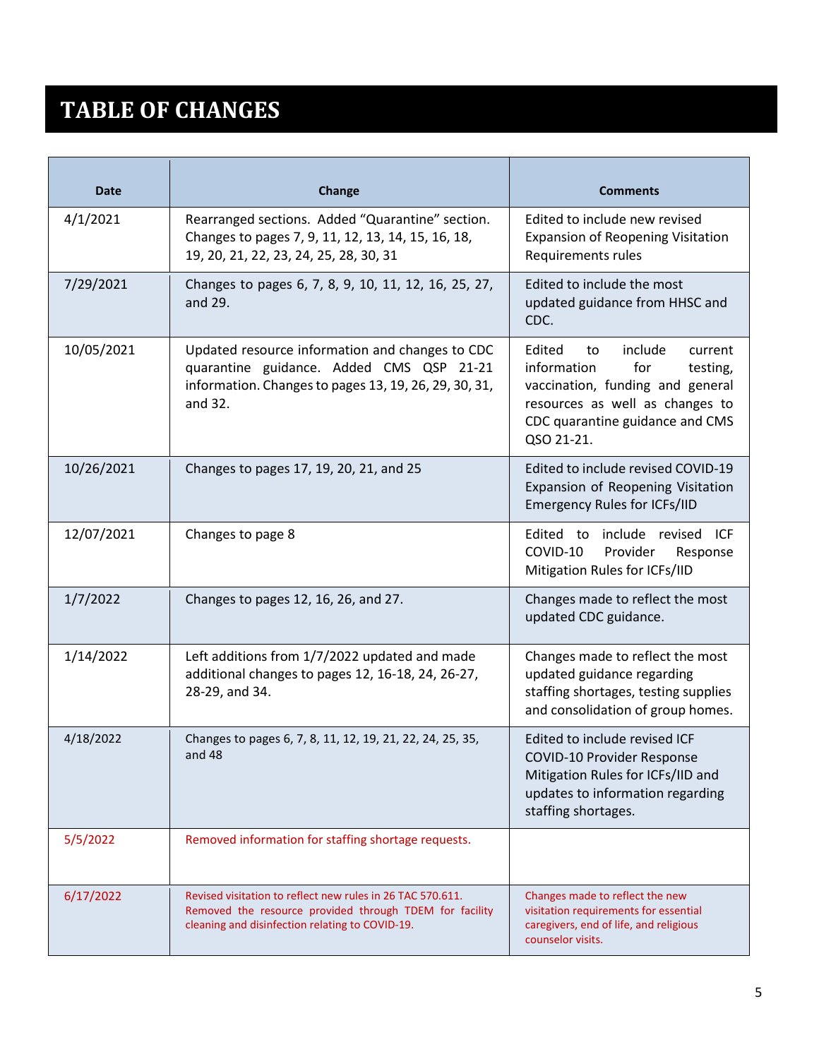# TABLE OF CHANGES

| Date | Change | Comments |
|---|---|---|
| 4/1/2021 | Rearranged sections. Added "Quarantine" section. Changes to pages 7, 9, 11, 12, 13, 14, 15, 16, 18, 19, 20, 21, 22, 23, 24, 25, 28, 30, 31 | Edited to include new revised Expansion of Reopening Visitation Requirements rules |
| 7/29/2021 | Changes to pages 6, 7, 8, 9, 10, 11, 12, 16, 25, 27, and 29. | Edited to include the most updated guidance from HHSC and CDC. |
| 10/05/2021 | Updated resource information and changes to CDC quarantine guidance. Added CMS QSP 21-21 information. Changes to pages 13, 19, 26, 29, 30, 31, and 32. | Edited to include current information for testing, vaccination, funding and general resources as well as changes to CDC quarantine guidance and CMS QSO 21-21. |
| 10/26/2021 | Changes to pages 17, 19, 20, 21, and 25 | Edited to include revised COVID-19 Expansion of Reopening Visitation Emergency Rules for ICFs/IID |
| 12/07/2021 | Changes to page 8 | Edited to include revised ICF COVID-10 Provider Response Mitigation Rules for ICFs/IID |
| 1/7/2022 | Changes to pages 12, 16, 26, and 27. | Changes made to reflect the most updated CDC guidance. |
| 1/14/2022 | Left additions from 1/7/2022 updated and made additional changes to pages 12, 16-18, 24, 26-27, 28-29, and 34. | Changes made to reflect the most updated guidance regarding staffing shortages, testing supplies and consolidation of group homes. |
| 4/18/2022 | Changes to pages 6, 7, 8, 11, 12, 19, 21, 22, 24, 25, 35, and 48 | Edited to include revised ICF COVID-10 Provider Response Mitigation Rules for ICFs/IID and updates to information regarding staffing shortages. |
| 5/5/2022 | Removed information for staffing shortage requests. | |
| 6/17/2022 | Revised visitation to reflect new rules in 26 TAC 570.611. Removed the resource provided through TDEM for facility cleaning and disinfection relating to COVID-19. | Changes made to reflect the new visitation requirements for essential caregivers, end of life, and religious counselor visits. |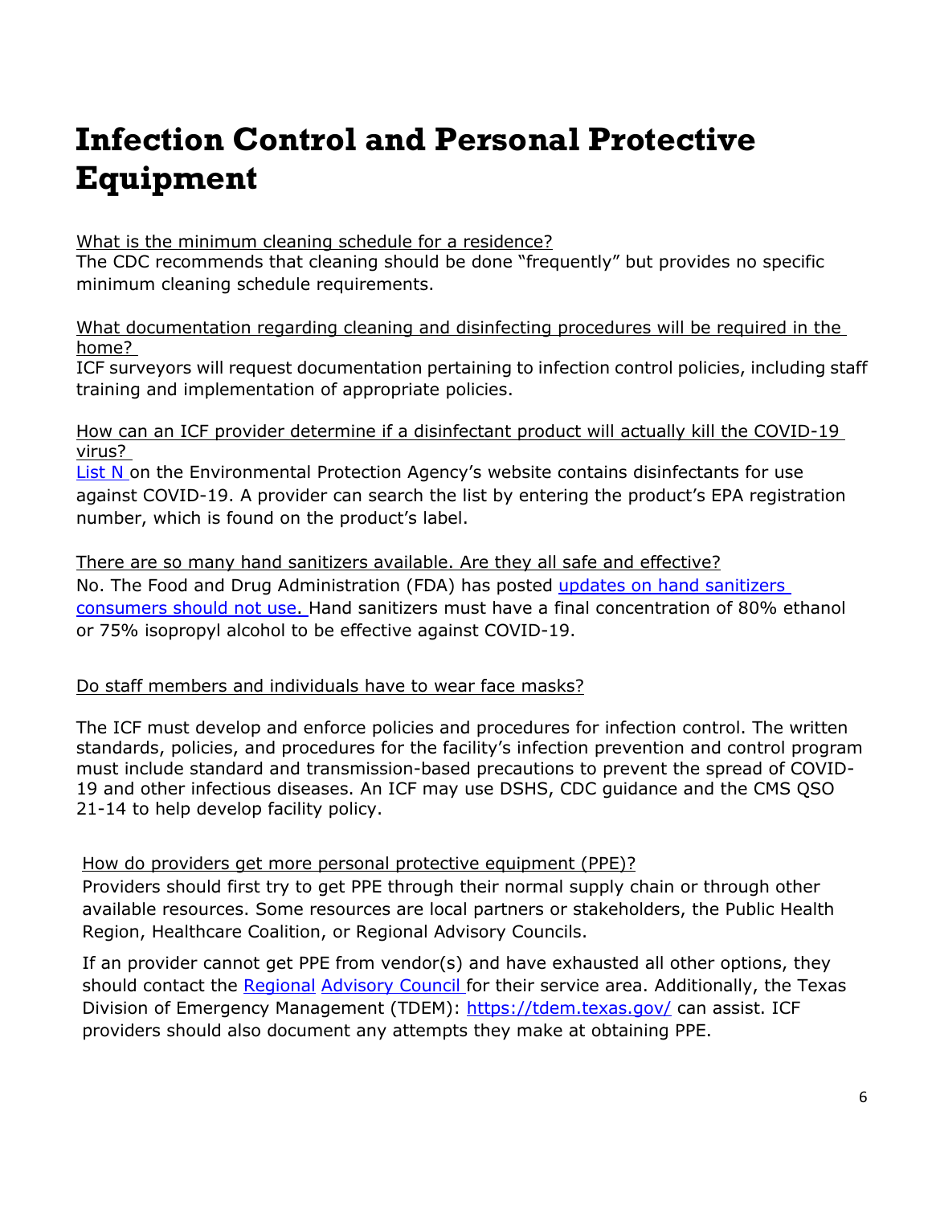# Infection Control and Personal Protective Equipment

What is the minimum cleaning schedule for a residence?

The CDC recommends that cleaning should be done "frequently" but provides no specific minimum cleaning schedule requirements.

What documentation regarding cleaning and disinfecting procedures will be required in the home?

ICF surveyors will request documentation pertaining to infection control policies, including staff training and implementation of appropriate policies.

How can an ICF provider determine if a disinfectant product will actually kill the COVID-19 virus?

List N on the Environmental Protection Agency's website contains disinfectants for use against COVID-19. A provider can search the list by entering the product's EPA registration number, which is found on the product's label.

There are so many hand sanitizers available. Are they all safe and effective?

No. The Food and Drug Administration (FDA) has posted updates on hand sanitizers consumers should not use. Hand sanitizers must have a final concentration of 80% ethanol or 75% isopropyl alcohol to be effective against COVID-19.

Do staff members and individuals have to wear face masks?

The ICF must develop and enforce policies and procedures for infection control. The written standards, policies, and procedures for the facility's infection prevention and control program must include standard and transmission-based precautions to prevent the spread of COVID-19 and other infectious diseases. An ICF may use DSHS, CDC guidance and the CMS QSO 21-14 to help develop facility policy.

How do providers get more personal protective equipment (PPE)?

Providers should first try to get PPE through their normal supply chain or through other available resources. Some resources are local partners or stakeholders, the Public Health Region, Healthcare Coalition, or Regional Advisory Councils.

If an provider cannot get PPE from vendor(s) and have exhausted all other options, they should contact the Regional Advisory Council for their service area. Additionally, the Texas Division of Emergency Management (TDEM): https://tdem.texas.gov/ can assist. ICF providers should also document any attempts they make at obtaining PPE.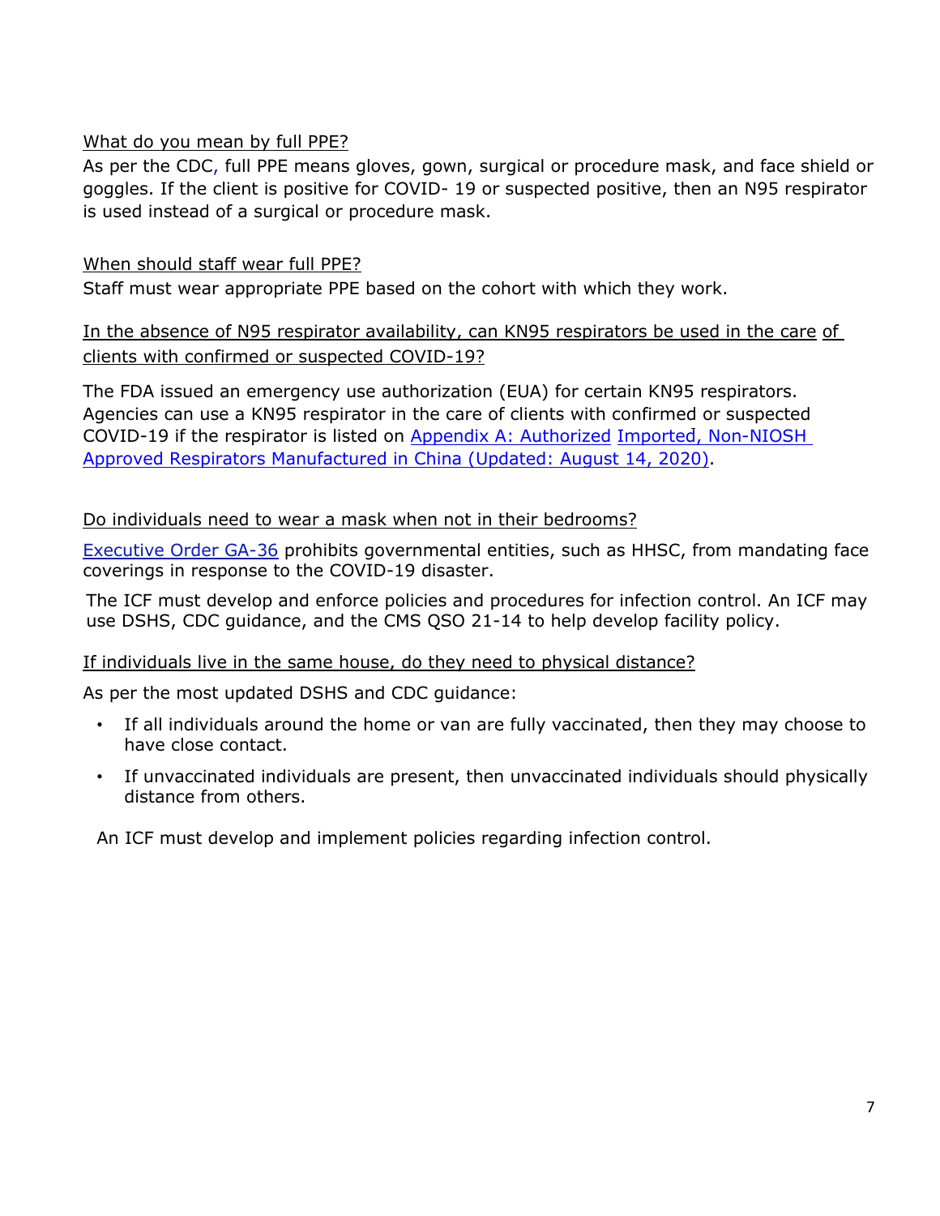What do you mean by full PPE?

As per the CDC, full PPE means gloves, gown, surgical or procedure mask, and face shield or goggles. If the client is positive for COVID- 19 or suspected positive, then an N95 respirator is used instead of a surgical or procedure mask.

When should staff wear full PPE?

Staff must wear appropriate PPE based on the cohort with which they work.

In the absence of N95 respirator availability, can KN95 respirators be used in the care of clients with confirmed or suspected COVID-19?

The FDA issued an emergency use authorization (EUA) for certain KN95 respirators. Agencies can use a KN95 respirator in the care of clients with confirmed or suspected COVID-19 if the respirator is listed on Appendix A: Authorized Imported, Non-NIOSH Approved Respirators Manufactured in China (Updated: August 14, 2020).

Do individuals need to wear a mask when not in their bedrooms?

Executive Order GA-36 prohibits governmental entities, such as HHSC, from mandating face coverings in response to the COVID-19 disaster.

The ICF must develop and enforce policies and procedures for infection control. An ICF may use DSHS, CDC guidance, and the CMS QSO 21-14 to help develop facility policy.

If individuals live in the same house, do they need to physical distance?

As per the most updated DSHS and CDC guidance:

- If all individuals around the home or van are fully vaccinated, then they may choose to have close contact.
- If unvaccinated individuals are present, then unvaccinated individuals should physically distance from others.

An ICF must develop and implement policies regarding infection control.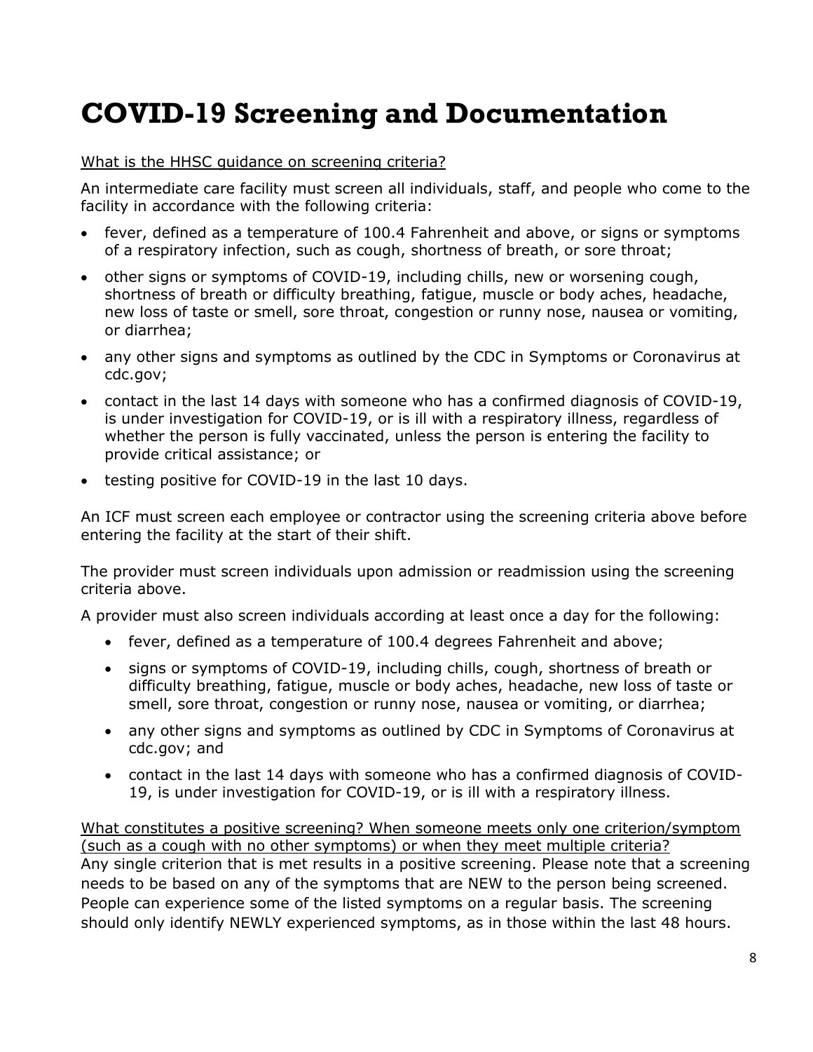# COVID-19 Screening and Documentation

What is the HHSC guidance on screening criteria?

An intermediate care facility must screen all individuals, staff, and people who come to the facility in accordance with the following criteria:

- fever, defined as a temperature of 100.4 Fahrenheit and above, or signs or symptoms of a respiratory infection, such as cough, shortness of breath, or sore throat;
- other signs or symptoms of COVID-19, including chills, new or worsening cough, shortness of breath or difficulty breathing, fatigue, muscle or body aches, headache, new loss of taste or smell, sore throat, congestion or runny nose, nausea or vomiting, or diarrhea;
- any other signs and symptoms as outlined by the CDC in Symptoms or Coronavirus at cdc.gov;
- contact in the last 14 days with someone who has a confirmed diagnosis of COVID-19, is under investigation for COVID-19, or is ill with a respiratory illness, regardless of whether the person is fully vaccinated, unless the person is entering the facility to provide critical assistance; or
- testing positive for COVID-19 in the last 10 days.

An ICF must screen each employee or contractor using the screening criteria above before entering the facility at the start of their shift.

The provider must screen individuals upon admission or readmission using the screening criteria above.

A provider must also screen individuals according at least once a day for the following:

- fever, defined as a temperature of 100.4 degrees Fahrenheit and above;
- signs or symptoms of COVID-19, including chills, cough, shortness of breath or difficulty breathing, fatigue, muscle or body aches, headache, new loss of taste or smell, sore throat, congestion or runny nose, nausea or vomiting, or diarrhea;
- any other signs and symptoms as outlined by CDC in Symptoms of Coronavirus at cdc.gov; and
- contact in the last 14 days with someone who has a confirmed diagnosis of COVID-19, is under investigation for COVID-19, or is ill with a respiratory illness.

What constitutes a positive screening? When someone meets only one criterion/symptom (such as a cough with no other symptoms) or when they meet multiple criteria?

Any single criterion that is met results in a positive screening. Please note that a screening needs to be based on any of the symptoms that are NEW to the person being screened. People can experience some of the listed symptoms on a regular basis. The screening should only identify NEWLY experienced symptoms, as in those within the last 48 hours.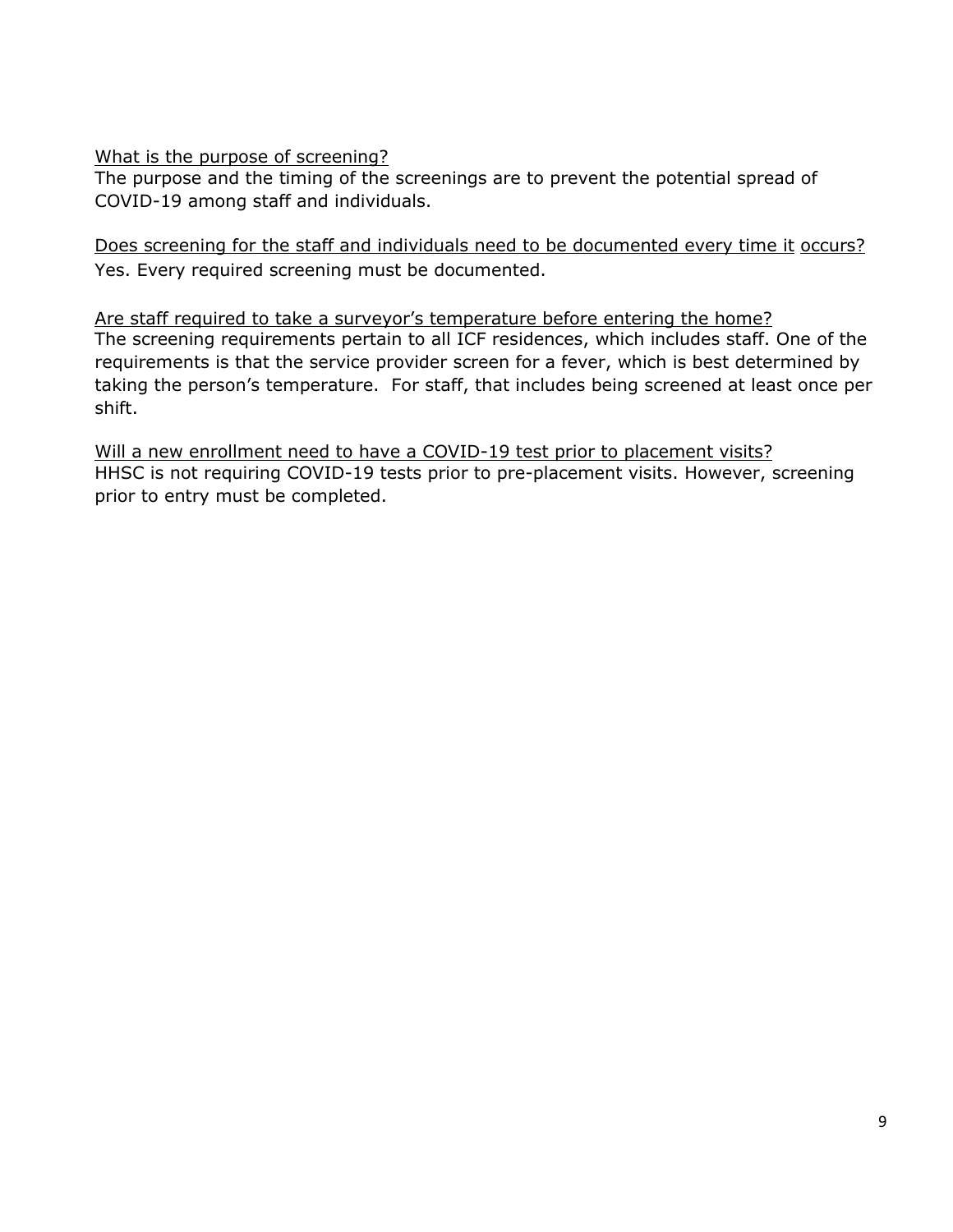What is the purpose of screening?

The purpose and the timing of the screenings are to prevent the potential spread of COVID-19 among staff and individuals.

Does screening for the staff and individuals need to be documented every time it occurs?

Yes. Every required screening must be documented.

Are staff required to take a surveyor's temperature before entering the home?

The screening requirements pertain to all ICF residences, which includes staff. One of the requirements is that the service provider screen for a fever, which is best determined by taking the person's temperature. For staff, that includes being screened at least once per shift.

Will a new enrollment need to have a COVID-19 test prior to placement visits?

HHSC is not requiring COVID-19 tests prior to pre-placement visits. However, screening prior to entry must be completed.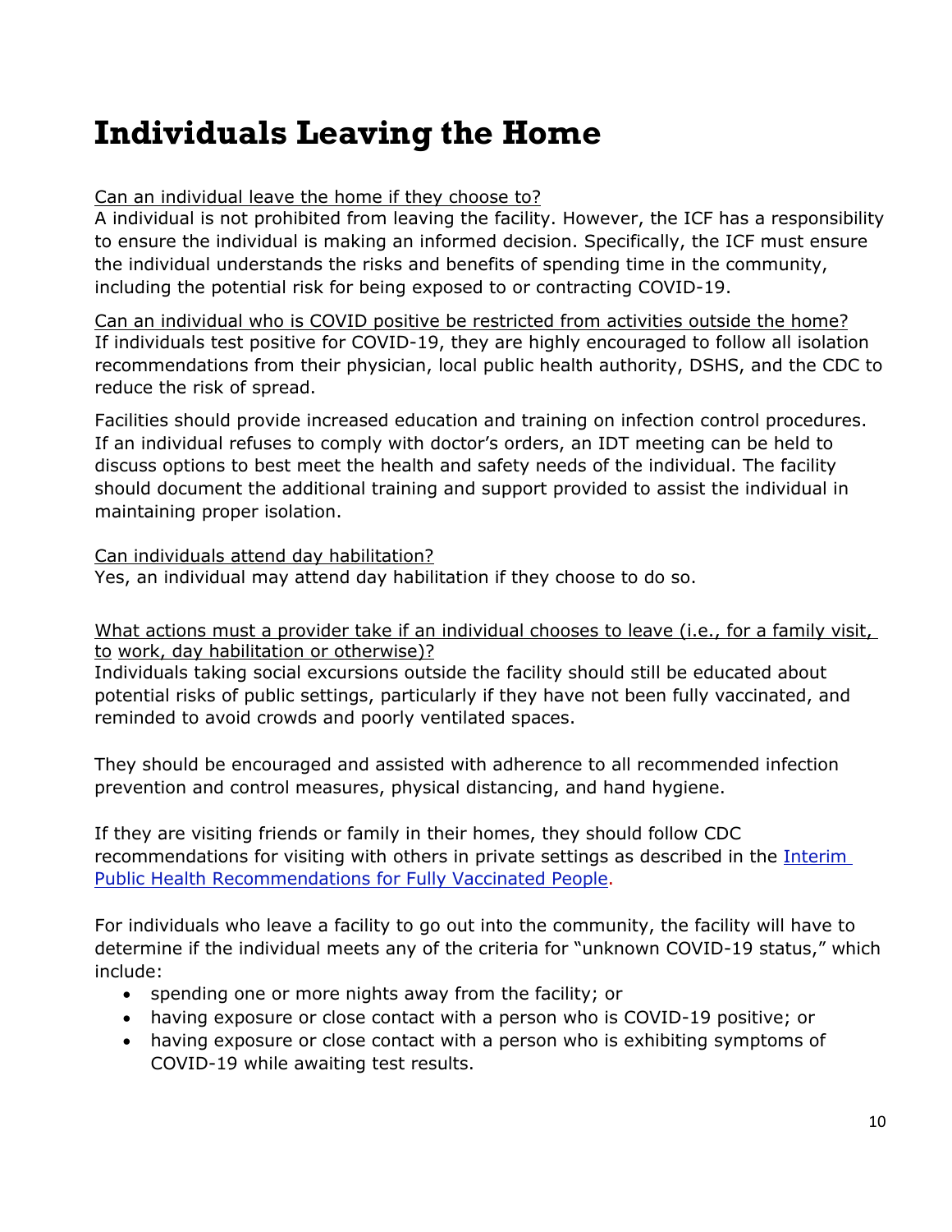# Individuals Leaving the Home

<u>Can an individual leave the home if they choose to?</u>
A individual is not prohibited from leaving the facility. However, the ICF has a responsibility to ensure the individual is making an informed decision. Specifically, the ICF must ensure the individual understands the risks and benefits of spending time in the community, including the potential risk for being exposed to or contracting COVID-19.

<u>Can an individual who is COVID positive be restricted from activities outside the home?</u>
If individuals test positive for COVID-19, they are highly encouraged to follow all isolation recommendations from their physician, local public health authority, DSHS, and the CDC to reduce the risk of spread.

Facilities should provide increased education and training on infection control procedures. If an individual refuses to comply with doctor's orders, an IDT meeting can be held to discuss options to best meet the health and safety needs of the individual. The facility should document the additional training and support provided to assist the individual in maintaining proper isolation.

<u>Can individuals attend day habilitation?</u>
Yes, an individual may attend day habilitation if they choose to do so.

<u>What actions must a provider take if an individual chooses to leave (i.e., for a family visit, to work, day habilitation or otherwise)?</u>
Individuals taking social excursions outside the facility should still be educated about potential risks of public settings, particularly if they have not been fully vaccinated, and reminded to avoid crowds and poorly ventilated spaces.

They should be encouraged and assisted with adherence to all recommended infection prevention and control measures, physical distancing, and hand hygiene.

If they are visiting friends or family in their homes, they should follow CDC recommendations for visiting with others in private settings as described in the [Interim Public Health Recommendations for Fully Vaccinated People](Interim Public Health Recommendations for Fully Vaccinated People).

For individuals who leave a facility to go out into the community, the facility will have to determine if the individual meets any of the criteria for "unknown COVID-19 status," which include:

- spending one or more nights away from the facility; or
- having exposure or close contact with a person who is COVID-19 positive; or
- having exposure or close contact with a person who is exhibiting symptoms of COVID-19 while awaiting test results.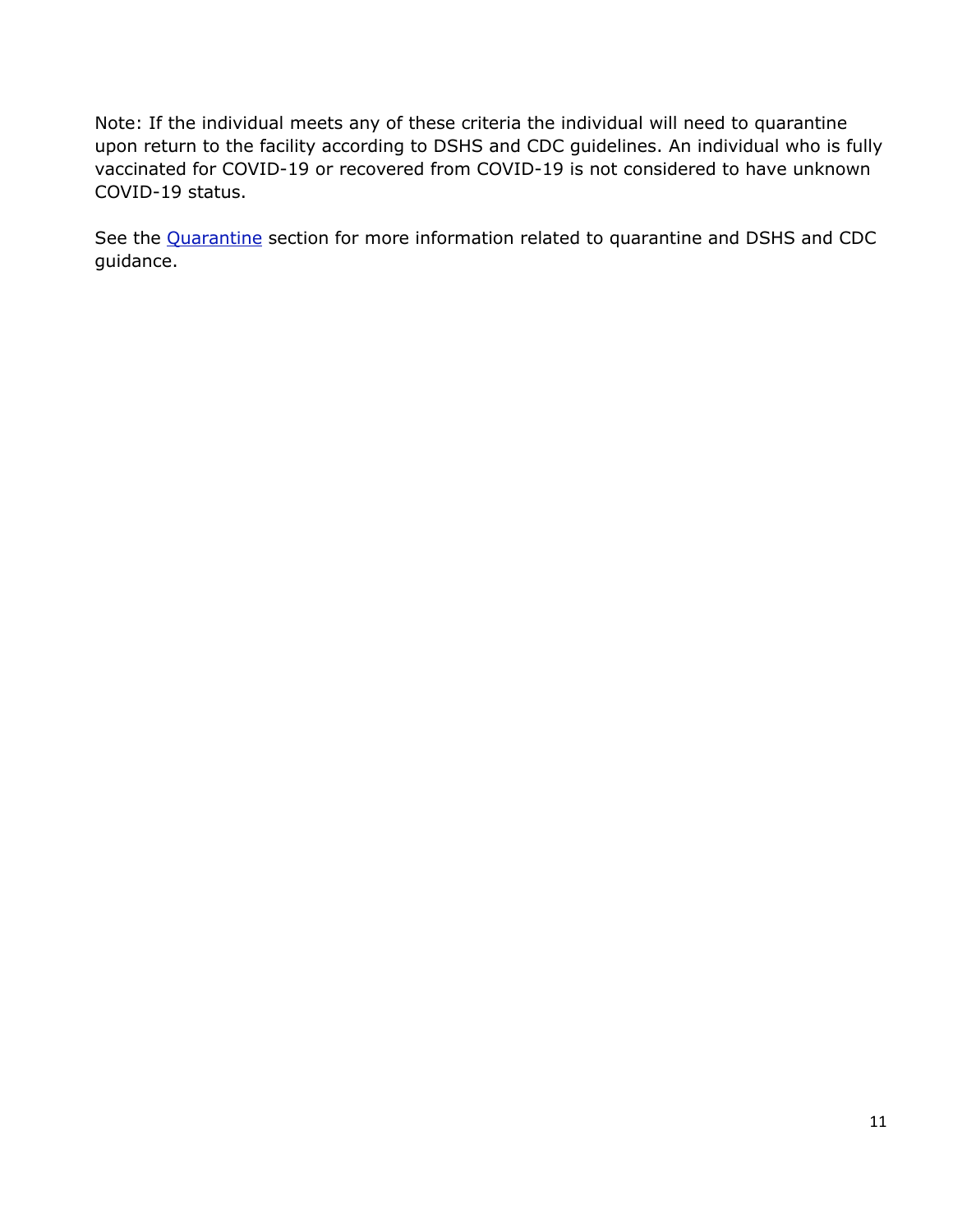Note: If the individual meets any of these criteria the individual will need to quarantine upon return to the facility according to DSHS and CDC guidelines. An individual who is fully vaccinated for COVID-19 or recovered from COVID-19 is not considered to have unknown COVID-19 status.

See the Quarantine section for more information related to quarantine and DSHS and CDC guidance.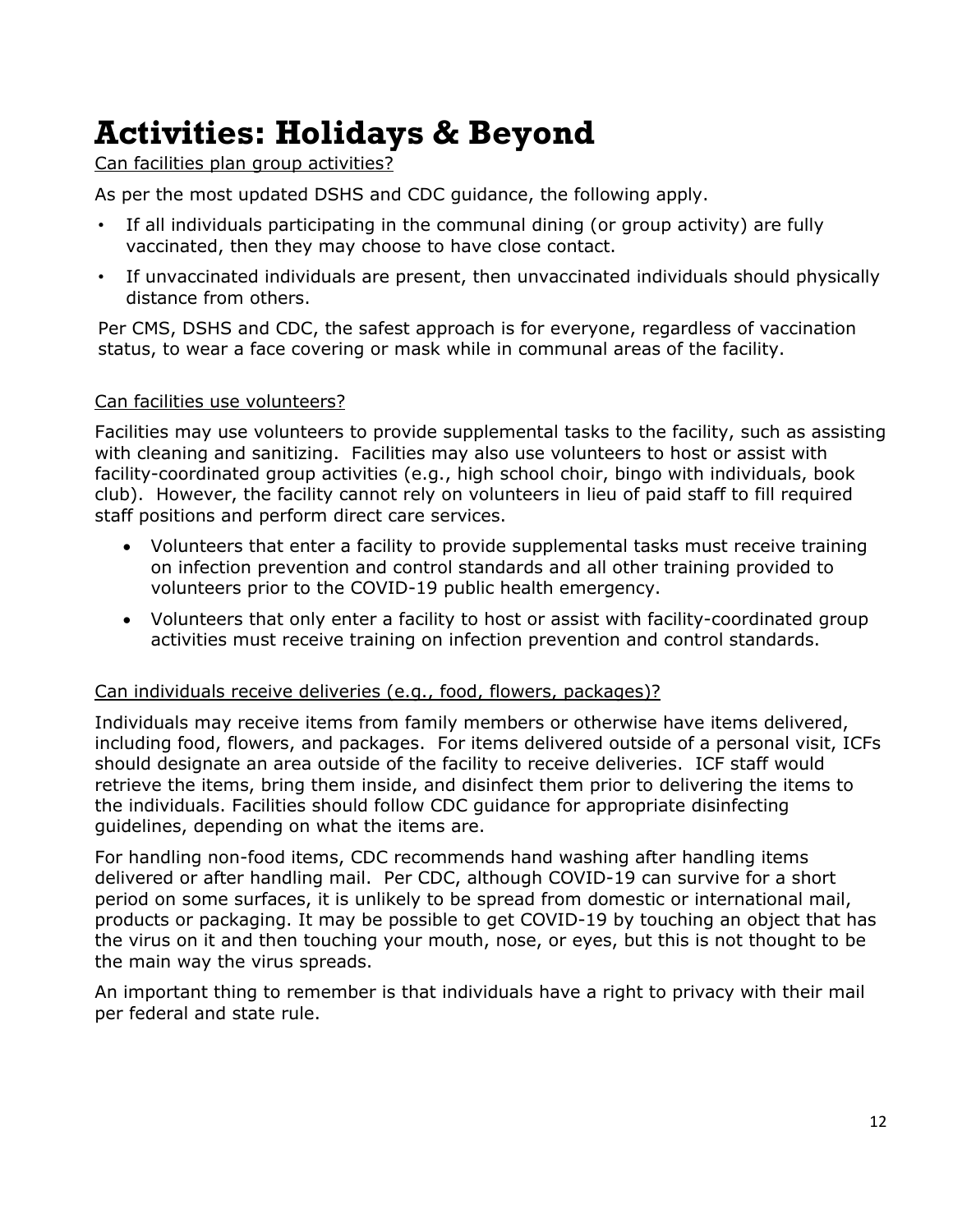# Activities: Holidays & Beyond

Can facilities plan group activities?

As per the most updated DSHS and CDC guidance, the following apply.

- If all individuals participating in the communal dining (or group activity) are fully vaccinated, then they may choose to have close contact.
- If unvaccinated individuals are present, then unvaccinated individuals should physically distance from others.

Per CMS, DSHS and CDC, the safest approach is for everyone, regardless of vaccination status, to wear a face covering or mask while in communal areas of the facility.

Can facilities use volunteers?

Facilities may use volunteers to provide supplemental tasks to the facility, such as assisting with cleaning and sanitizing. Facilities may also use volunteers to host or assist with facility-coordinated group activities (e.g., high school choir, bingo with individuals, book club). However, the facility cannot rely on volunteers in lieu of paid staff to fill required staff positions and perform direct care services.

- Volunteers that enter a facility to provide supplemental tasks must receive training on infection prevention and control standards and all other training provided to volunteers prior to the COVID-19 public health emergency.
- Volunteers that only enter a facility to host or assist with facility-coordinated group activities must receive training on infection prevention and control standards.

Can individuals receive deliveries (e.g., food, flowers, packages)?

Individuals may receive items from family members or otherwise have items delivered, including food, flowers, and packages. For items delivered outside of a personal visit, ICFs should designate an area outside of the facility to receive deliveries. ICF staff would retrieve the items, bring them inside, and disinfect them prior to delivering the items to the individuals. Facilities should follow CDC guidance for appropriate disinfecting guidelines, depending on what the items are.

For handling non-food items, CDC recommends hand washing after handling items delivered or after handling mail. Per CDC, although COVID-19 can survive for a short period on some surfaces, it is unlikely to be spread from domestic or international mail, products or packaging. It may be possible to get COVID-19 by touching an object that has the virus on it and then touching your mouth, nose, or eyes, but this is not thought to be the main way the virus spreads.

An important thing to remember is that individuals have a right to privacy with their mail per federal and state rule.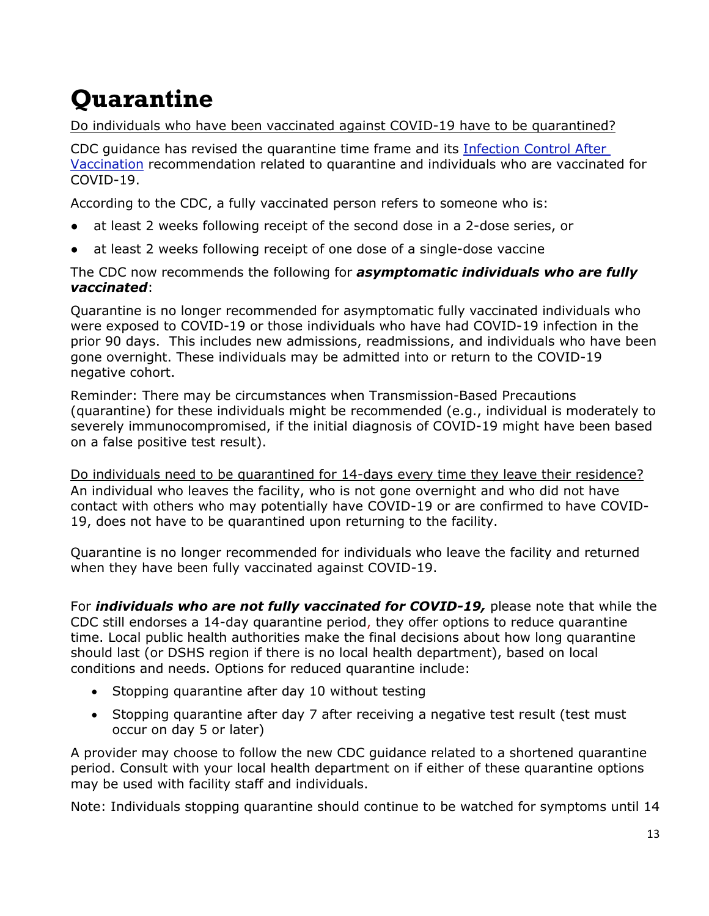# Quantine

# Quarantine

Do individuals who have been vaccinated against COVID-19 have to be quarantined?

CDC guidance has revised the quarantine time frame and its [Infection Control After Vaccination](#) recommendation related to quarantine and individuals who are vaccinated for COVID-19.

According to the CDC, a fully vaccinated person refers to someone who is:

- at least 2 weeks following receipt of the second dose in a 2-dose series, or
- at least 2 weeks following receipt of one dose of a single-dose vaccine

The CDC now recommends the following for ***asymptomatic individuals who are fully vaccinated***:

Quarantine is no longer recommended for asymptomatic fully vaccinated individuals who were exposed to COVID-19 or those individuals who have had COVID-19 infection in the prior 90 days. This includes new admissions, readmissions, and individuals who have been gone overnight. These individuals may be admitted into or return to the COVID-19 negative cohort.

Reminder: There may be circumstances when Transmission-Based Precautions (quarantine) for these individuals might be recommended (e.g., individual is moderately to severely immunocompromised, if the initial diagnosis of COVID-19 might have been based on a false positive test result).

Do individuals need to be quarantined for 14-days every time they leave their residence?
An individual who leaves the facility, who is not gone overnight and who did not have contact with others who may potentially have COVID-19 or are confirmed to have COVID-19, does not have to be quarantined upon returning to the facility.

Quarantine is no longer recommended for individuals who leave the facility and returned when they have been fully vaccinated against COVID-19.

For ***individuals who are not fully vaccinated for COVID-19,*** please note that while the CDC still endorses a 14-day quarantine period, they offer options to reduce quarantine time. Local public health authorities make the final decisions about how long quarantine should last (or DSHS region if there is no local health department), based on local conditions and needs. Options for reduced quarantine include:

- Stopping quarantine after day 10 without testing
- Stopping quarantine after day 7 after receiving a negative test result (test must occur on day 5 or later)

A provider may choose to follow the new CDC guidance related to a shortened quarantine period. Consult with your local health department on if either of these quarantine options may be used with facility staff and individuals.

Note: Individuals stopping quarantine should continue to be watched for symptoms until 14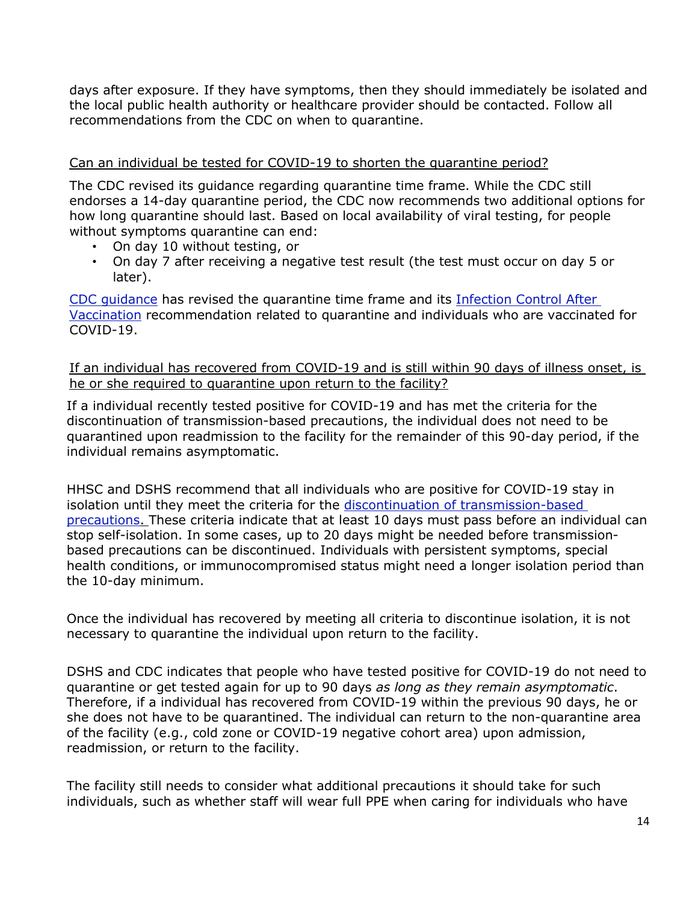days after exposure. If they have symptoms, then they should immediately be isolated and the local public health authority or healthcare provider should be contacted. Follow all recommendations from the CDC on when to quarantine.

Can an individual be tested for COVID-19 to shorten the quarantine period?

The CDC revised its guidance regarding quarantine time frame. While the CDC still endorses a 14-day quarantine period, the CDC now recommends two additional options for how long quarantine should last. Based on local availability of viral testing, for people without symptoms quarantine can end:

- On day 10 without testing, or
- On day 7 after receiving a negative test result (the test must occur on day 5 or later).

CDC guidance has revised the quarantine time frame and its Infection Control After Vaccination recommendation related to quarantine and individuals who are vaccinated for COVID-19.

If an individual has recovered from COVID-19 and is still within 90 days of illness onset, is he or she required to quarantine upon return to the facility?

If a individual recently tested positive for COVID-19 and has met the criteria for the discontinuation of transmission-based precautions, the individual does not need to be quarantined upon readmission to the facility for the remainder of this 90-day period, if the individual remains asymptomatic.

HHSC and DSHS recommend that all individuals who are positive for COVID-19 stay in isolation until they meet the criteria for the discontinuation of transmission-based precautions. These criteria indicate that at least 10 days must pass before an individual can stop self-isolation. In some cases, up to 20 days might be needed before transmission-based precautions can be discontinued. Individuals with persistent symptoms, special health conditions, or immunocompromised status might need a longer isolation period than the 10-day minimum.

Once the individual has recovered by meeting all criteria to discontinue isolation, it is not necessary to quarantine the individual upon return to the facility.

DSHS and CDC indicates that people who have tested positive for COVID-19 do not need to quarantine or get tested again for up to 90 days *as long as they remain asymptomatic*. Therefore, if a individual has recovered from COVID-19 within the previous 90 days, he or she does not have to be quarantined. The individual can return to the non-quarantine area of the facility (e.g., cold zone or COVID-19 negative cohort area) upon admission, readmission, or return to the facility.

The facility still needs to consider what additional precautions it should take for such individuals, such as whether staff will wear full PPE when caring for individuals who have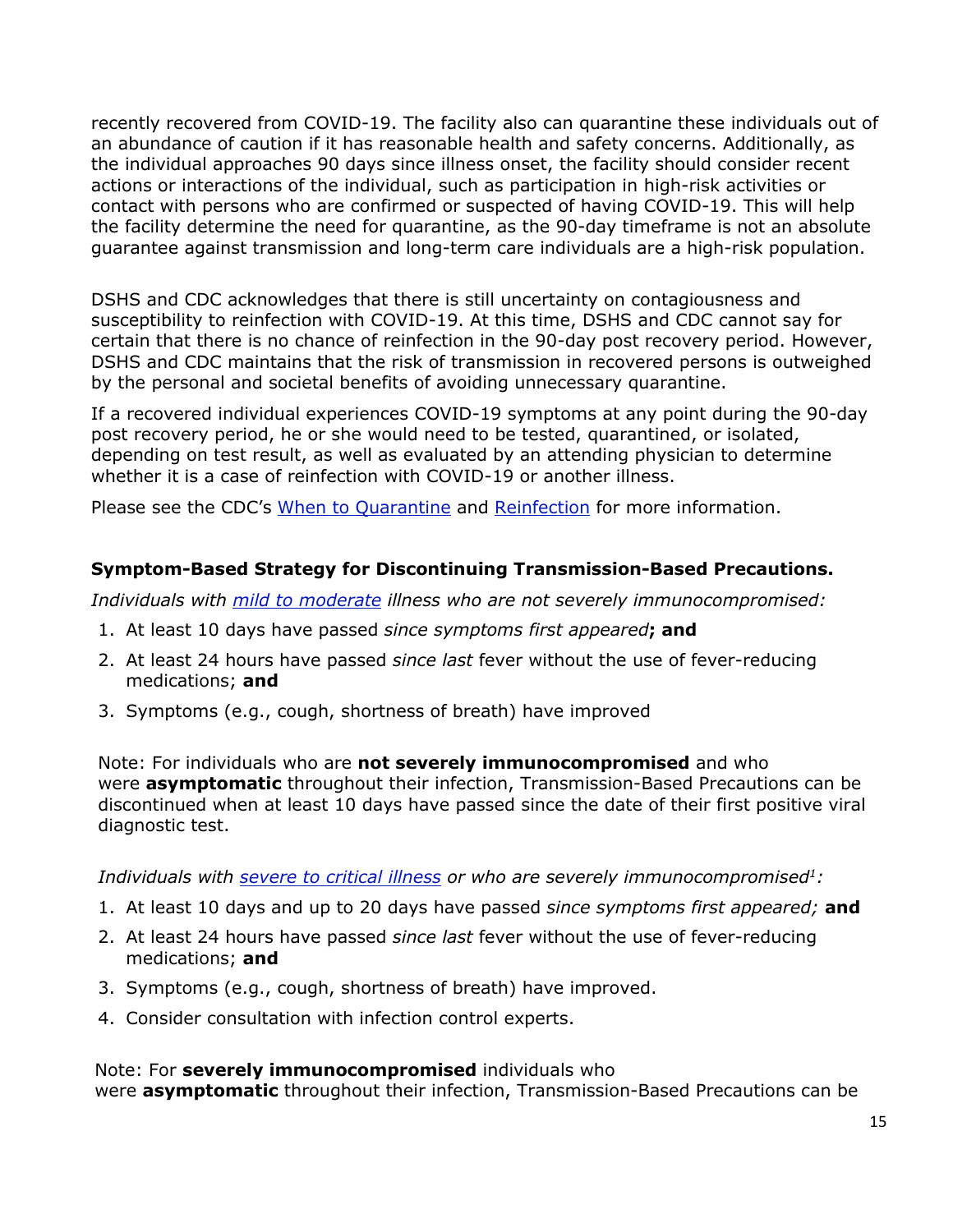recently recovered from COVID-19. The facility also can quarantine these individuals out of an abundance of caution if it has reasonable health and safety concerns. Additionally, as the individual approaches 90 days since illness onset, the facility should consider recent actions or interactions of the individual, such as participation in high-risk activities or contact with persons who are confirmed or suspected of having COVID-19. This will help the facility determine the need for quarantine, as the 90-day timeframe is not an absolute guarantee against transmission and long-term care individuals are a high-risk population.

DSHS and CDC acknowledges that there is still uncertainty on contagiousness and susceptibility to reinfection with COVID-19. At this time, DSHS and CDC cannot say for certain that there is no chance of reinfection in the 90-day post recovery period. However, DSHS and CDC maintains that the risk of transmission in recovered persons is outweighed by the personal and societal benefits of avoiding unnecessary quarantine.

If a recovered individual experiences COVID-19 symptoms at any point during the 90-day post recovery period, he or she would need to be tested, quarantined, or isolated, depending on test result, as well as evaluated by an attending physician to determine whether it is a case of reinfection with COVID-19 or another illness.

Please see the CDC's [When to Quarantine]() and [Reinfection]() for more information.

**Symptom-Based Strategy for Discontinuing Transmission-Based Precautions.**

*Individuals with [mild to moderate]() illness who are not severely immunocompromised:*

1. At least 10 days have passed *since symptoms first appeared***; and**
2. At least 24 hours have passed *since last* fever without the use of fever-reducing medications; **and**
3. Symptoms (e.g., cough, shortness of breath) have improved

Note: For individuals who are **not severely immunocompromised** and who were **asymptomatic** throughout their infection, Transmission-Based Precautions can be discontinued when at least 10 days have passed since the date of their first positive viral diagnostic test.

*Individuals with [severe to critical illness]() or who are severely immunocompromised[1]:*

1. At least 10 days and up to 20 days have passed *since symptoms first appeared;* **and**
2. At least 24 hours have passed *since last* fever without the use of fever-reducing medications; **and**
3. Symptoms (e.g., cough, shortness of breath) have improved.
4. Consider consultation with infection control experts.

Note: For **severely immunocompromised** individuals who were **asymptomatic** throughout their infection, Transmission-Based Precautions can be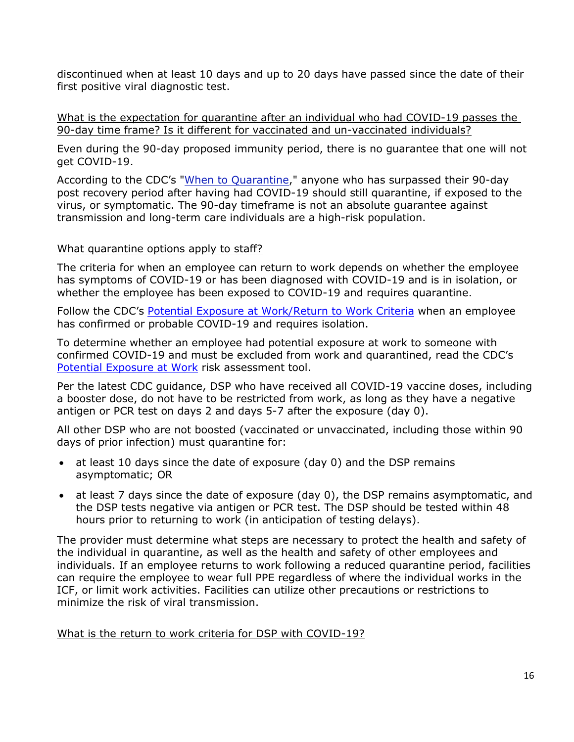discontinued when at least 10 days and up to 20 days have passed since the date of their first positive viral diagnostic test.

<u>What is the expectation for quarantine after an individual who had COVID-19 passes the 90-day time frame? Is it different for vaccinated and un-vaccinated individuals?</u>

Even during the 90-day proposed immunity period, there is no guarantee that one will not get COVID-19.

According to the CDC's "When to Quarantine," anyone who has surpassed their 90-day post recovery period after having had COVID-19 should still quarantine, if exposed to the virus, or symptomatic. The 90-day timeframe is not an absolute guarantee against transmission and long-term care individuals are a high-risk population.

<u>What quarantine options apply to staff?</u>

The criteria for when an employee can return to work depends on whether the employee has symptoms of COVID-19 or has been diagnosed with COVID-19 and is in isolation, or whether the employee has been exposed to COVID-19 and requires quarantine.

Follow the CDC's Potential Exposure at Work/Return to Work Criteria when an employee has confirmed or probable COVID-19 and requires isolation.

To determine whether an employee had potential exposure at work to someone with confirmed COVID-19 and must be excluded from work and quarantined, read the CDC's Potential Exposure at Work risk assessment tool.

Per the latest CDC guidance, DSP who have received all COVID-19 vaccine doses, including a booster dose, do not have to be restricted from work, as long as they have a negative antigen or PCR test on days 2 and days 5-7 after the exposure (day 0).

All other DSP who are not boosted (vaccinated or unvaccinated, including those within 90 days of prior infection) must quarantine for:

- at least 10 days since the date of exposure (day 0) and the DSP remains asymptomatic; OR
- at least 7 days since the date of exposure (day 0), the DSP remains asymptomatic, and the DSP tests negative via antigen or PCR test. The DSP should be tested within 48 hours prior to returning to work (in anticipation of testing delays).

The provider must determine what steps are necessary to protect the health and safety of the individual in quarantine, as well as the health and safety of other employees and individuals. If an employee returns to work following a reduced quarantine period, facilities can require the employee to wear full PPE regardless of where the individual works in the ICF, or limit work activities. Facilities can utilize other precautions or restrictions to minimize the risk of viral transmission.

<u>What is the return to work criteria for DSP with COVID-19?</u>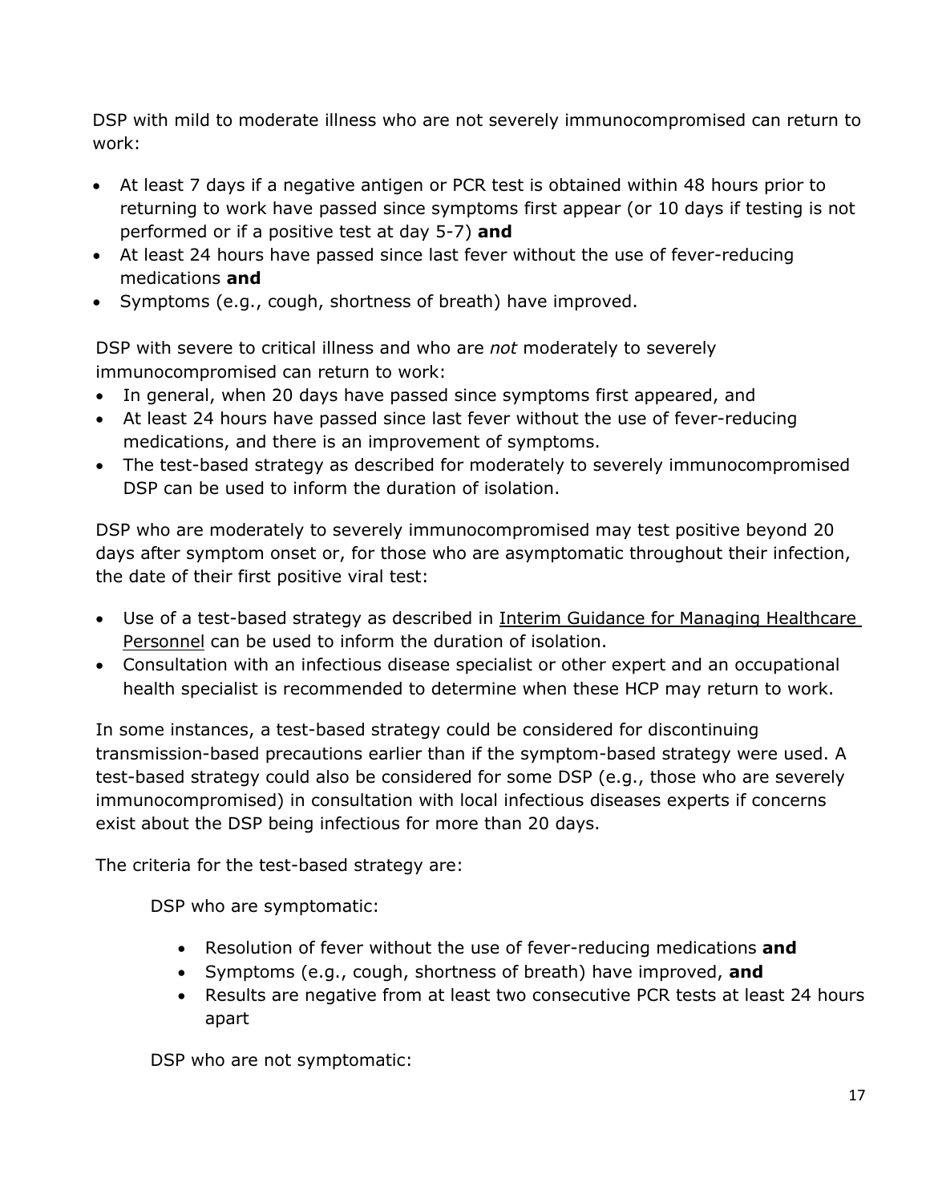DSP with mild to moderate illness who are not severely immunocompromised can return to work:

- At least 7 days if a negative antigen or PCR test is obtained within 48 hours prior to returning to work have passed since symptoms first appear (or 10 days if testing is not performed or if a positive test at day 5-7) **and**
- At least 24 hours have passed since last fever without the use of fever-reducing medications **and**
- Symptoms (e.g., cough, shortness of breath) have improved.

DSP with severe to critical illness and who are *not* moderately to severely immunocompromised can return to work:

- In general, when 20 days have passed since symptoms first appeared, and
- At least 24 hours have passed since last fever without the use of fever-reducing medications, and there is an improvement of symptoms.
- The test-based strategy as described for moderately to severely immunocompromised DSP can be used to inform the duration of isolation.

DSP who are moderately to severely immunocompromised may test positive beyond 20 days after symptom onset or, for those who are asymptomatic throughout their infection, the date of their first positive viral test:

- Use of a test-based strategy as described in Interim Guidance for Managing Healthcare Personnel can be used to inform the duration of isolation.
- Consultation with an infectious disease specialist or other expert and an occupational health specialist is recommended to determine when these HCP may return to work.

In some instances, a test-based strategy could be considered for discontinuing transmission-based precautions earlier than if the symptom-based strategy were used. A test-based strategy could also be considered for some DSP (e.g., those who are severely immunocompromised) in consultation with local infectious diseases experts if concerns exist about the DSP being infectious for more than 20 days.

The criteria for the test-based strategy are:

DSP who are symptomatic:

- Resolution of fever without the use of fever-reducing medications **and**
- Symptoms (e.g., cough, shortness of breath) have improved, **and**
- Results are negative from at least two consecutive PCR tests at least 24 hours apart

DSP who are not symptomatic: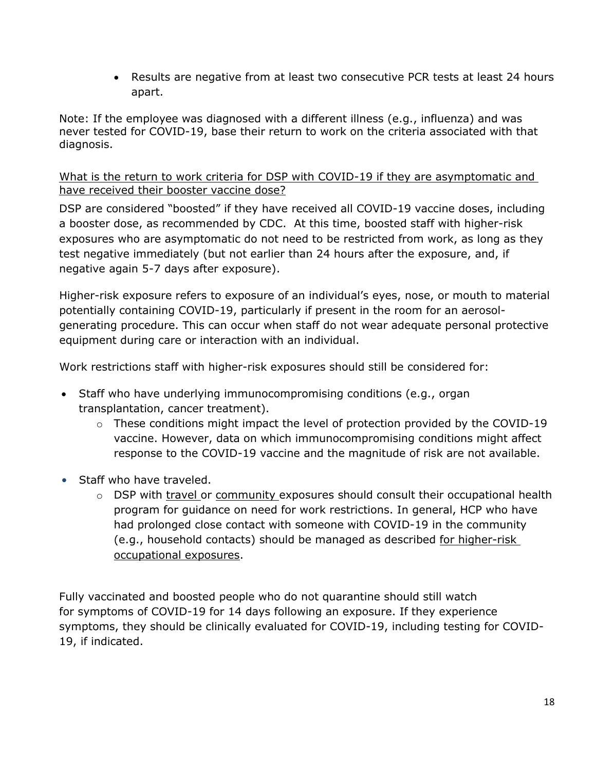- Results are negative from at least two consecutive PCR tests at least 24 hours apart.

Note: If the employee was diagnosed with a different illness (e.g., influenza) and was never tested for COVID-19, base their return to work on the criteria associated with that diagnosis.

What is the return to work criteria for DSP with COVID-19 if they are asymptomatic and have received their booster vaccine dose?

DSP are considered "boosted" if they have received all COVID-19 vaccine doses, including a booster dose, as recommended by CDC. At this time, boosted staff with higher-risk exposures who are asymptomatic do not need to be restricted from work, as long as they test negative immediately (but not earlier than 24 hours after the exposure, and, if negative again 5-7 days after exposure).

Higher-risk exposure refers to exposure of an individual's eyes, nose, or mouth to material potentially containing COVID-19, particularly if present in the room for an aerosol-generating procedure. This can occur when staff do not wear adequate personal protective equipment during care or interaction with an individual.

Work restrictions staff with higher-risk exposures should still be considered for:

- Staff who have underlying immunocompromising conditions (e.g., organ transplantation, cancer treatment).
  - These conditions might impact the level of protection provided by the COVID-19 vaccine. However, data on which immunocompromising conditions might affect response to the COVID-19 vaccine and the magnitude of risk are not available.
- Staff who have traveled.
  - DSP with travel or community exposures should consult their occupational health program for guidance on need for work restrictions. In general, HCP who have had prolonged close contact with someone with COVID-19 in the community (e.g., household contacts) should be managed as described for higher-risk occupational exposures.

Fully vaccinated and boosted people who do not quarantine should still watch for symptoms of COVID-19 for 14 days following an exposure. If they experience symptoms, they should be clinically evaluated for COVID-19, including testing for COVID-19, if indicated.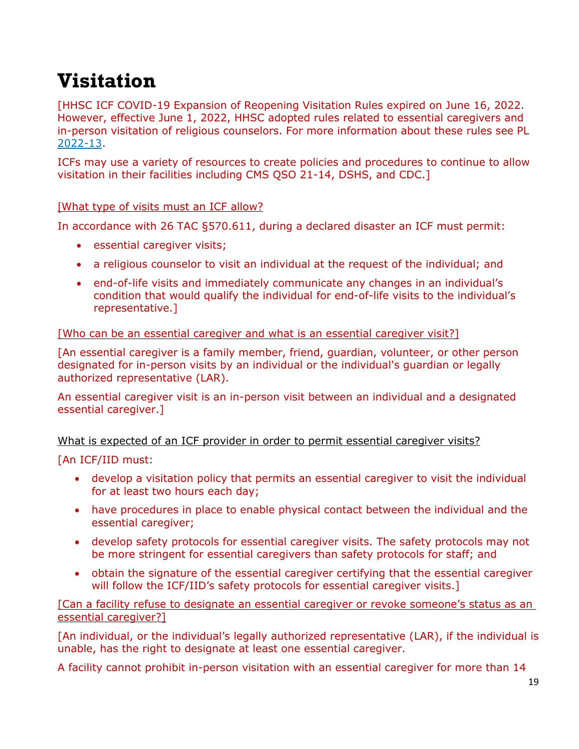# Visitation

[HHSC ICF COVID-19 Expansion of Reopening Visitation Rules expired on June 16, 2022. However, effective June 1, 2022, HHSC adopted rules related to essential caregivers and in-person visitation of religious counselors. For more information about these rules see PL 2022-13.

ICFs may use a variety of resources to create policies and procedures to continue to allow visitation in their facilities including CMS QSO 21-14, DSHS, and CDC.]

[What type of visits must an ICF allow?

In accordance with 26 TAC §570.611, during a declared disaster an ICF must permit:

- essential caregiver visits;
- a religious counselor to visit an individual at the request of the individual; and
- end-of-life visits and immediately communicate any changes in an individual's condition that would qualify the individual for end-of-life visits to the individual's representative.]

[Who can be an essential caregiver and what is an essential caregiver visit?]

[An essential caregiver is a family member, friend, guardian, volunteer, or other person designated for in-person visits by an individual or the individual's guardian or legally authorized representative (LAR).

An essential caregiver visit is an in-person visit between an individual and a designated essential caregiver.]

What is expected of an ICF provider in order to permit essential caregiver visits?

[An ICF/IID must:

- develop a visitation policy that permits an essential caregiver to visit the individual for at least two hours each day;
- have procedures in place to enable physical contact between the individual and the essential caregiver;
- develop safety protocols for essential caregiver visits. The safety protocols may not be more stringent for essential caregivers than safety protocols for staff; and
- obtain the signature of the essential caregiver certifying that the essential caregiver will follow the ICF/IID's safety protocols for essential caregiver visits.]

[Can a facility refuse to designate an essential caregiver or revoke someone's status as an essential caregiver?]

[An individual, or the individual's legally authorized representative (LAR), if the individual is unable, has the right to designate at least one essential caregiver.

A facility cannot prohibit in-person visitation with an essential caregiver for more than 14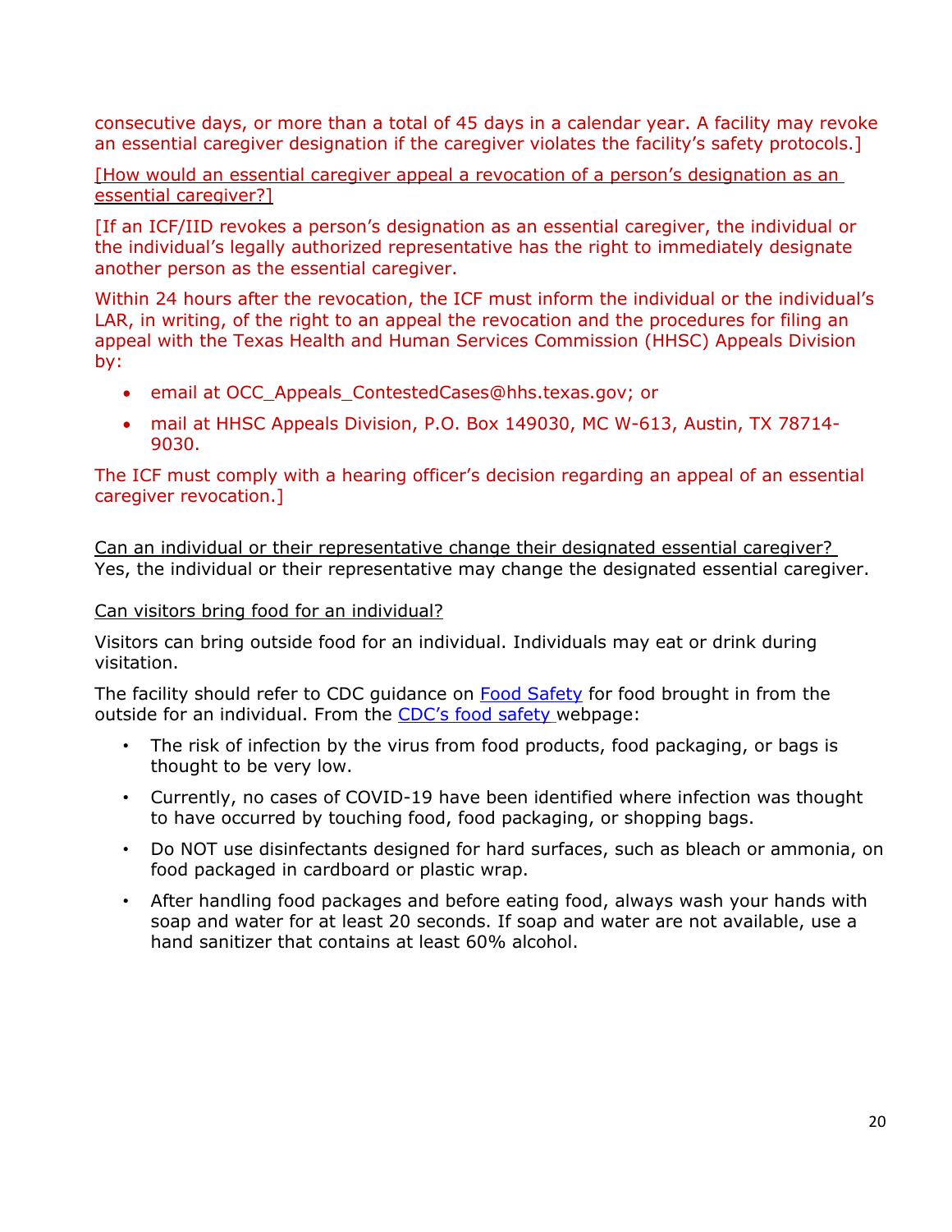consecutive days, or more than a total of 45 days in a calendar year. A facility may revoke an essential caregiver designation if the caregiver violates the facility's safety protocols.]

[How would an essential caregiver appeal a revocation of a person's designation as an essential caregiver?]

[If an ICF/IID revokes a person's designation as an essential caregiver, the individual or the individual's legally authorized representative has the right to immediately designate another person as the essential caregiver.

Within 24 hours after the revocation, the ICF must inform the individual or the individual's LAR, in writing, of the right to an appeal the revocation and the procedures for filing an appeal with the Texas Health and Human Services Commission (HHSC) Appeals Division by:

- email at OCC_Appeals_ContestedCases@hhs.texas.gov; or
- mail at HHSC Appeals Division, P.O. Box 149030, MC W-613, Austin, TX 78714-9030.

The ICF must comply with a hearing officer's decision regarding an appeal of an essential caregiver revocation.]

Can an individual or their representative change their designated essential caregiver?
Yes, the individual or their representative may change the designated essential caregiver.

Can visitors bring food for an individual?

Visitors can bring outside food for an individual. Individuals may eat or drink during visitation.

The facility should refer to CDC guidance on Food Safety for food brought in from the outside for an individual. From the CDC's food safety webpage:

- The risk of infection by the virus from food products, food packaging, or bags is thought to be very low.
- Currently, no cases of COVID-19 have been identified where infection was thought to have occurred by touching food, food packaging, or shopping bags.
- Do NOT use disinfectants designed for hard surfaces, such as bleach or ammonia, on food packaged in cardboard or plastic wrap.
- After handling food packages and before eating food, always wash your hands with soap and water for at least 20 seconds. If soap and water are not available, use a hand sanitizer that contains at least 60% alcohol.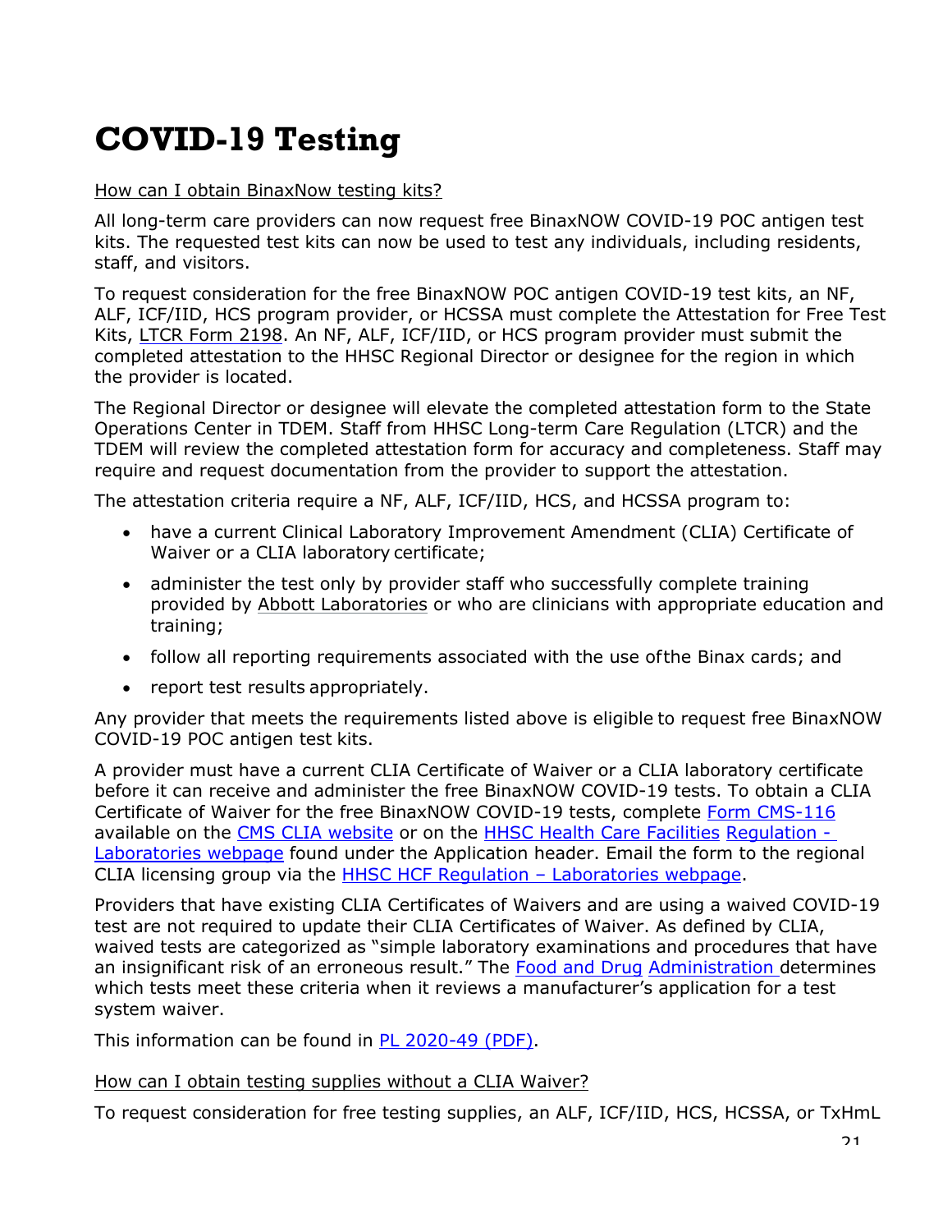# COVID-19 Testing

How can I obtain BinaxNow testing kits?

All long-term care providers can now request free BinaxNOW COVID-19 POC antigen test kits. The requested test kits can now be used to test any individuals, including residents, staff, and visitors.

To request consideration for the free BinaxNOW POC antigen COVID-19 test kits, an NF, ALF, ICF/IID, HCS program provider, or HCSSA must complete the Attestation for Free Test Kits, LTCR Form 2198. An NF, ALF, ICF/IID, or HCS program provider must submit the completed attestation to the HHSC Regional Director or designee for the region in which the provider is located.

The Regional Director or designee will elevate the completed attestation form to the State Operations Center in TDEM. Staff from HHSC Long-term Care Regulation (LTCR) and the TDEM will review the completed attestation form for accuracy and completeness. Staff may require and request documentation from the provider to support the attestation.

The attestation criteria require a NF, ALF, ICF/IID, HCS, and HCSSA program to:

- have a current Clinical Laboratory Improvement Amendment (CLIA) Certificate of Waiver or a CLIA laboratory certificate;
- administer the test only by provider staff who successfully complete training provided by Abbott Laboratories or who are clinicians with appropriate education and training;
- follow all reporting requirements associated with the use of the Binax cards; and
- report test results appropriately.

Any provider that meets the requirements listed above is eligible to request free BinaxNOW COVID-19 POC antigen test kits.

A provider must have a current CLIA Certificate of Waiver or a CLIA laboratory certificate before it can receive and administer the free BinaxNOW COVID-19 tests. To obtain a CLIA Certificate of Waiver for the free BinaxNOW COVID-19 tests, complete Form CMS-116 available on the CMS CLIA website or on the HHSC Health Care Facilities Regulation - Laboratories webpage found under the Application header. Email the form to the regional CLIA licensing group via the HHSC HCF Regulation – Laboratories webpage.

Providers that have existing CLIA Certificates of Waivers and are using a waived COVID-19 test are not required to update their CLIA Certificates of Waiver. As defined by CLIA, waived tests are categorized as "simple laboratory examinations and procedures that have an insignificant risk of an erroneous result." The Food and Drug Administration determines which tests meet these criteria when it reviews a manufacturer's application for a test system waiver.

This information can be found in PL 2020-49 (PDF).

How can I obtain testing supplies without a CLIA Waiver?

To request consideration for free testing supplies, an ALF, ICF/IID, HCS, HCSSA, or TxHmL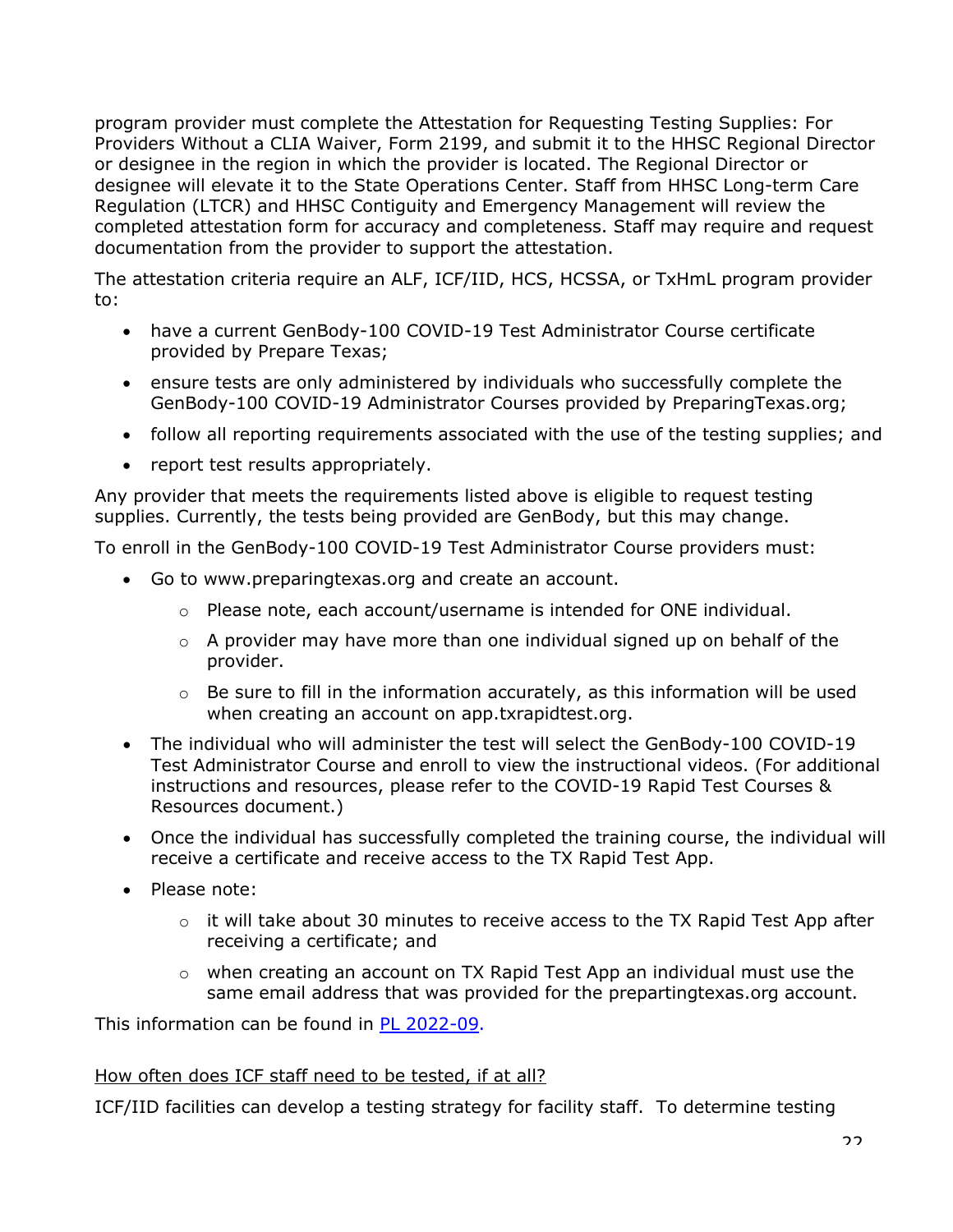program provider must complete the Attestation for Requesting Testing Supplies: For Providers Without a CLIA Waiver, Form 2199, and submit it to the HHSC Regional Director or designee in the region in which the provider is located. The Regional Director or designee will elevate it to the State Operations Center. Staff from HHSC Long-term Care Regulation (LTCR) and HHSC Contiguity and Emergency Management will review the completed attestation form for accuracy and completeness. Staff may require and request documentation from the provider to support the attestation.

The attestation criteria require an ALF, ICF/IID, HCS, HCSSA, or TxHmL program provider to:

- have a current GenBody-100 COVID-19 Test Administrator Course certificate provided by Prepare Texas;
- ensure tests are only administered by individuals who successfully complete the GenBody-100 COVID-19 Administrator Courses provided by PreparingTexas.org;
- follow all reporting requirements associated with the use of the testing supplies; and
- report test results appropriately.

Any provider that meets the requirements listed above is eligible to request testing supplies. Currently, the tests being provided are GenBody, but this may change.

To enroll in the GenBody-100 COVID-19 Test Administrator Course providers must:

- Go to www.preparingtexas.org and create an account.
  - Please note, each account/username is intended for ONE individual.
  - A provider may have more than one individual signed up on behalf of the provider.
  - Be sure to fill in the information accurately, as this information will be used when creating an account on app.txrapidtest.org.
- The individual who will administer the test will select the GenBody-100 COVID-19 Test Administrator Course and enroll to view the instructional videos. (For additional instructions and resources, please refer to the COVID-19 Rapid Test Courses & Resources document.)
- Once the individual has successfully completed the training course, the individual will receive a certificate and receive access to the TX Rapid Test App.
- Please note:
  - it will take about 30 minutes to receive access to the TX Rapid Test App after receiving a certificate; and
  - when creating an account on TX Rapid Test App an individual must use the same email address that was provided for the prepartingtexas.org account.

This information can be found in PL 2022-09.

<u>How often does ICF staff need to be tested, if at all?</u>

ICF/IID facilities can develop a testing strategy for facility staff. To determine testing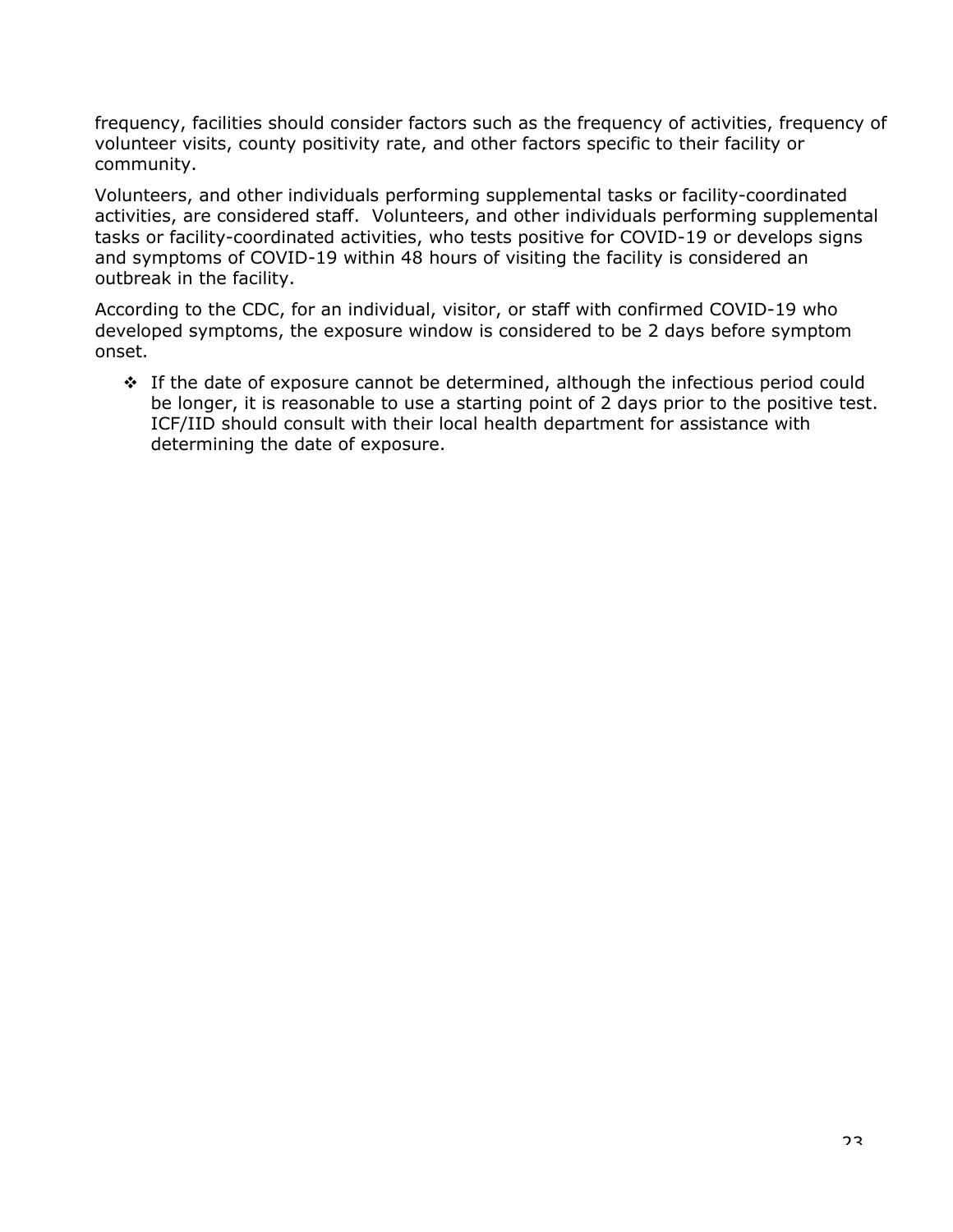frequency, facilities should consider factors such as the frequency of activities, frequency of volunteer visits, county positivity rate, and other factors specific to their facility or community.

Volunteers, and other individuals performing supplemental tasks or facility-coordinated activities, are considered staff. Volunteers, and other individuals performing supplemental tasks or facility-coordinated activities, who tests positive for COVID-19 or develops signs and symptoms of COVID-19 within 48 hours of visiting the facility is considered an outbreak in the facility.

According to the CDC, for an individual, visitor, or staff with confirmed COVID-19 who developed symptoms, the exposure window is considered to be 2 days before symptom onset.

- If the date of exposure cannot be determined, although the infectious period could be longer, it is reasonable to use a starting point of 2 days prior to the positive test. ICF/IID should consult with their local health department for assistance with determining the date of exposure.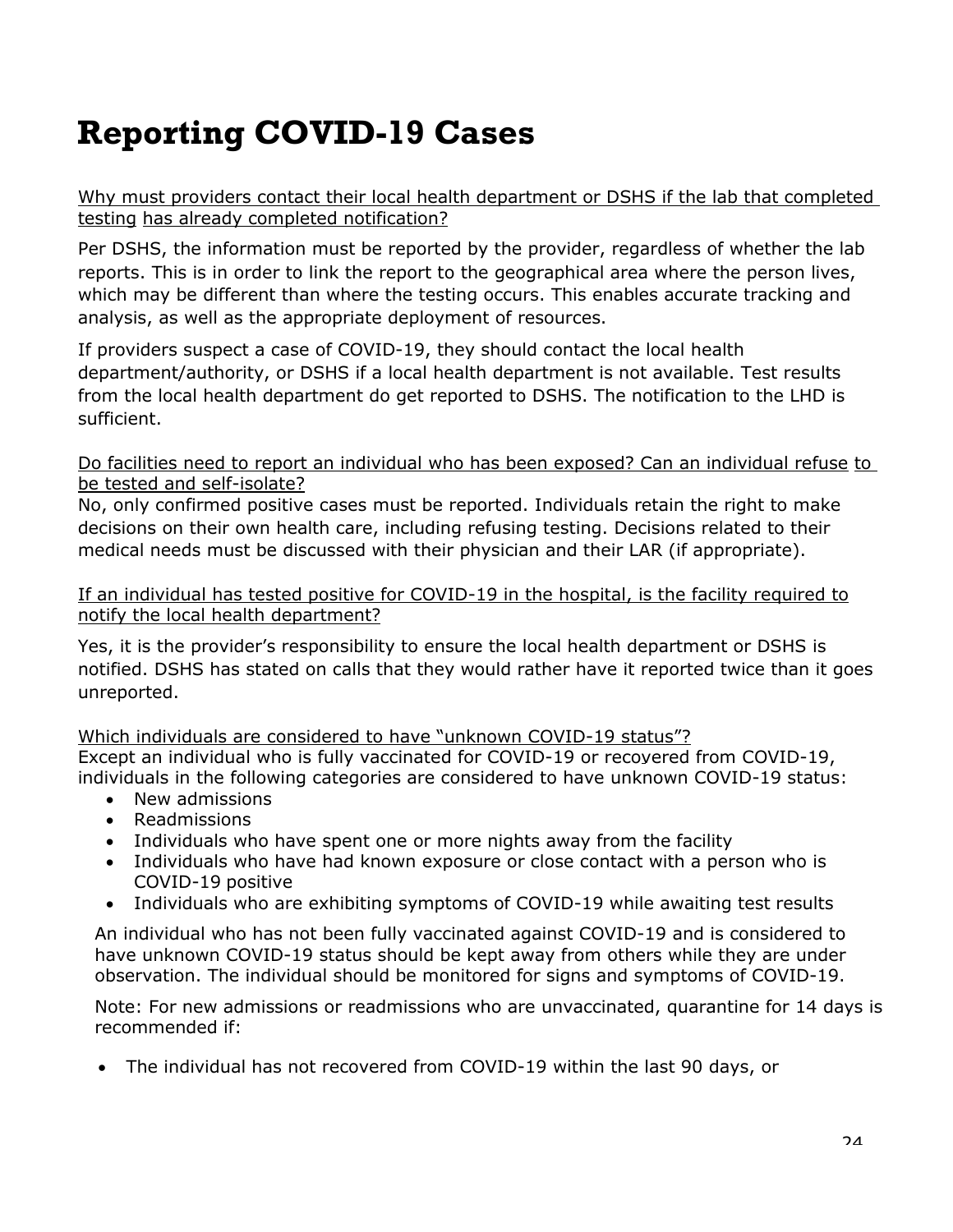# Reporting COVID-19 Cases

Why must providers contact their local health department or DSHS if the lab that completed testing has already completed notification?

Per DSHS, the information must be reported by the provider, regardless of whether the lab reports. This is in order to link the report to the geographical area where the person lives, which may be different than where the testing occurs. This enables accurate tracking and analysis, as well as the appropriate deployment of resources.

If providers suspect a case of COVID-19, they should contact the local health department/authority, or DSHS if a local health department is not available. Test results from the local health department do get reported to DSHS. The notification to the LHD is sufficient.

Do facilities need to report an individual who has been exposed? Can an individual refuse to be tested and self-isolate?

No, only confirmed positive cases must be reported. Individuals retain the right to make decisions on their own health care, including refusing testing. Decisions related to their medical needs must be discussed with their physician and their LAR (if appropriate).

If an individual has tested positive for COVID-19 in the hospital, is the facility required to notify the local health department?

Yes, it is the provider's responsibility to ensure the local health department or DSHS is notified. DSHS has stated on calls that they would rather have it reported twice than it goes unreported.

Which individuals are considered to have "unknown COVID-19 status"?

Except an individual who is fully vaccinated for COVID-19 or recovered from COVID-19, individuals in the following categories are considered to have unknown COVID-19 status:

- New admissions
- Readmissions
- Individuals who have spent one or more nights away from the facility
- Individuals who have had known exposure or close contact with a person who is COVID-19 positive
- Individuals who are exhibiting symptoms of COVID-19 while awaiting test results

An individual who has not been fully vaccinated against COVID-19 and is considered to have unknown COVID-19 status should be kept away from others while they are under observation. The individual should be monitored for signs and symptoms of COVID-19.

Note: For new admissions or readmissions who are unvaccinated, quarantine for 14 days is recommended if:

- The individual has not recovered from COVID-19 within the last 90 days, or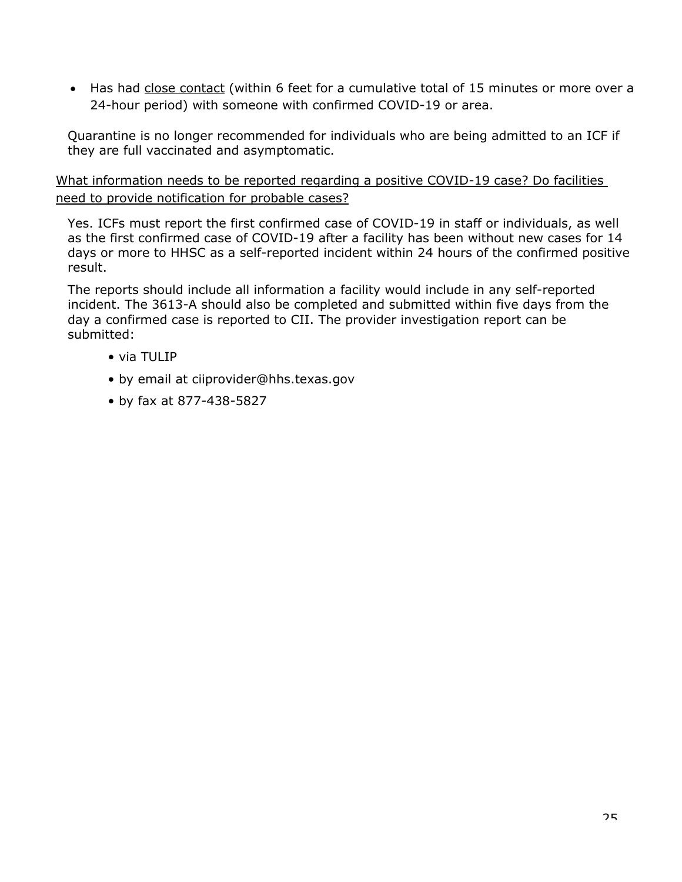- Has had close contact (within 6 feet for a cumulative total of 15 minutes or more over a 24-hour period) with someone with confirmed COVID-19 or area.

Quarantine is no longer recommended for individuals who are being admitted to an ICF if they are full vaccinated and asymptomatic.

What information needs to be reported regarding a positive COVID-19 case? Do facilities need to provide notification for probable cases?

Yes. ICFs must report the first confirmed case of COVID-19 in staff or individuals, as well as the first confirmed case of COVID-19 after a facility has been without new cases for 14 days or more to HHSC as a self-reported incident within 24 hours of the confirmed positive result.

The reports should include all information a facility would include in any self-reported incident. The 3613-A should also be completed and submitted within five days from the day a confirmed case is reported to CII. The provider investigation report can be submitted:

- via TULIP
- by email at ciiprovider@hhs.texas.gov
- by fax at 877-438-5827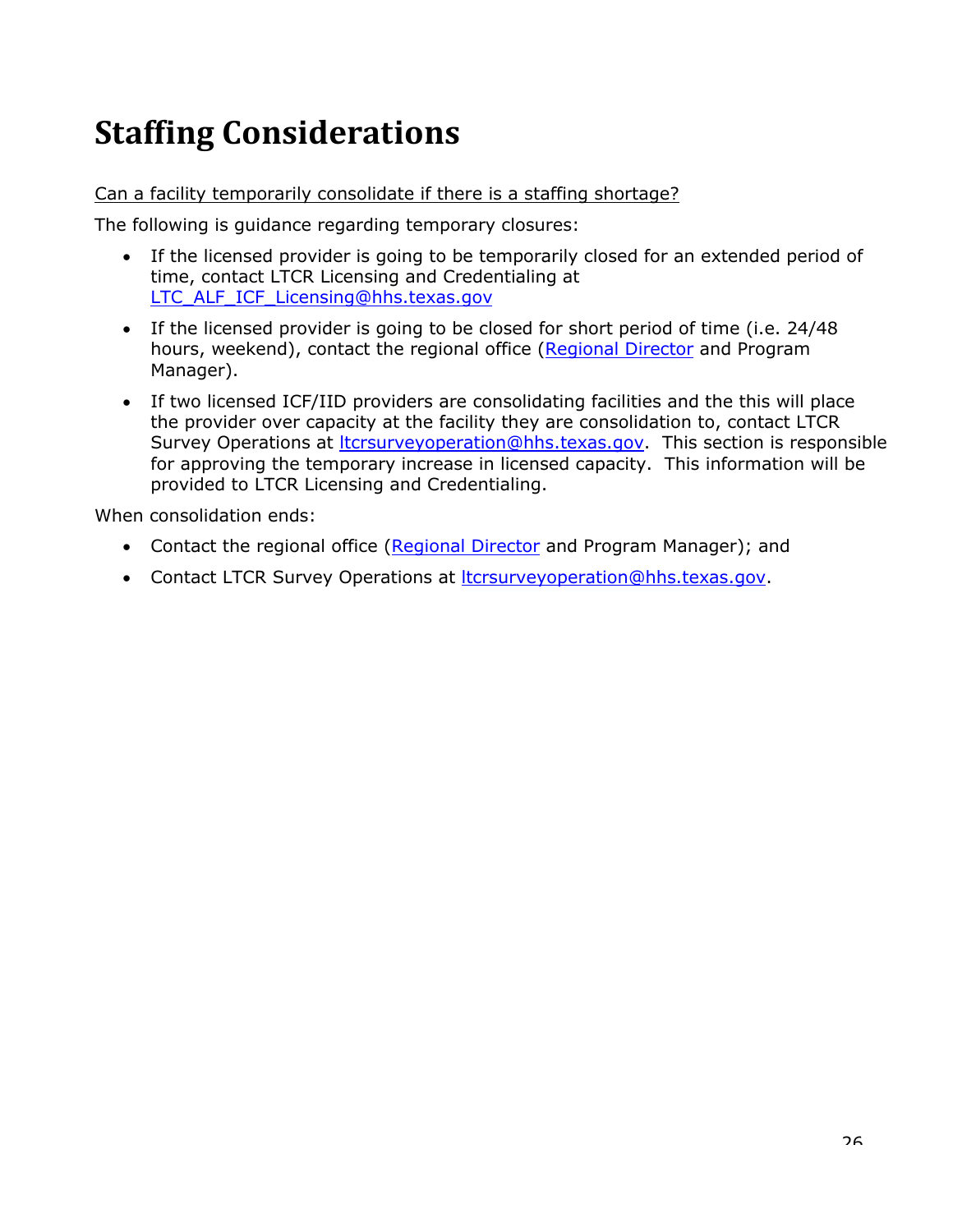# Staffing Considerations

Can a facility temporarily consolidate if there is a staffing shortage?

The following is guidance regarding temporary closures:

- If the licensed provider is going to be temporarily closed for an extended period of time, contact LTCR Licensing and Credentialing at LTC_ALF_ICF_Licensing@hhs.texas.gov
- If the licensed provider is going to be closed for short period of time (i.e. 24/48 hours, weekend), contact the regional office (Regional Director and Program Manager).
- If two licensed ICF/IID providers are consolidating facilities and the this will place the provider over capacity at the facility they are consolidation to, contact LTCR Survey Operations at ltcrsurveyoperation@hhs.texas.gov.  This section is responsible for approving the temporary increase in licensed capacity.  This information will be provided to LTCR Licensing and Credentialing.

When consolidation ends:

- Contact the regional office (Regional Director and Program Manager); and
- Contact LTCR Survey Operations at ltcrsurveyoperation@hhs.texas.gov.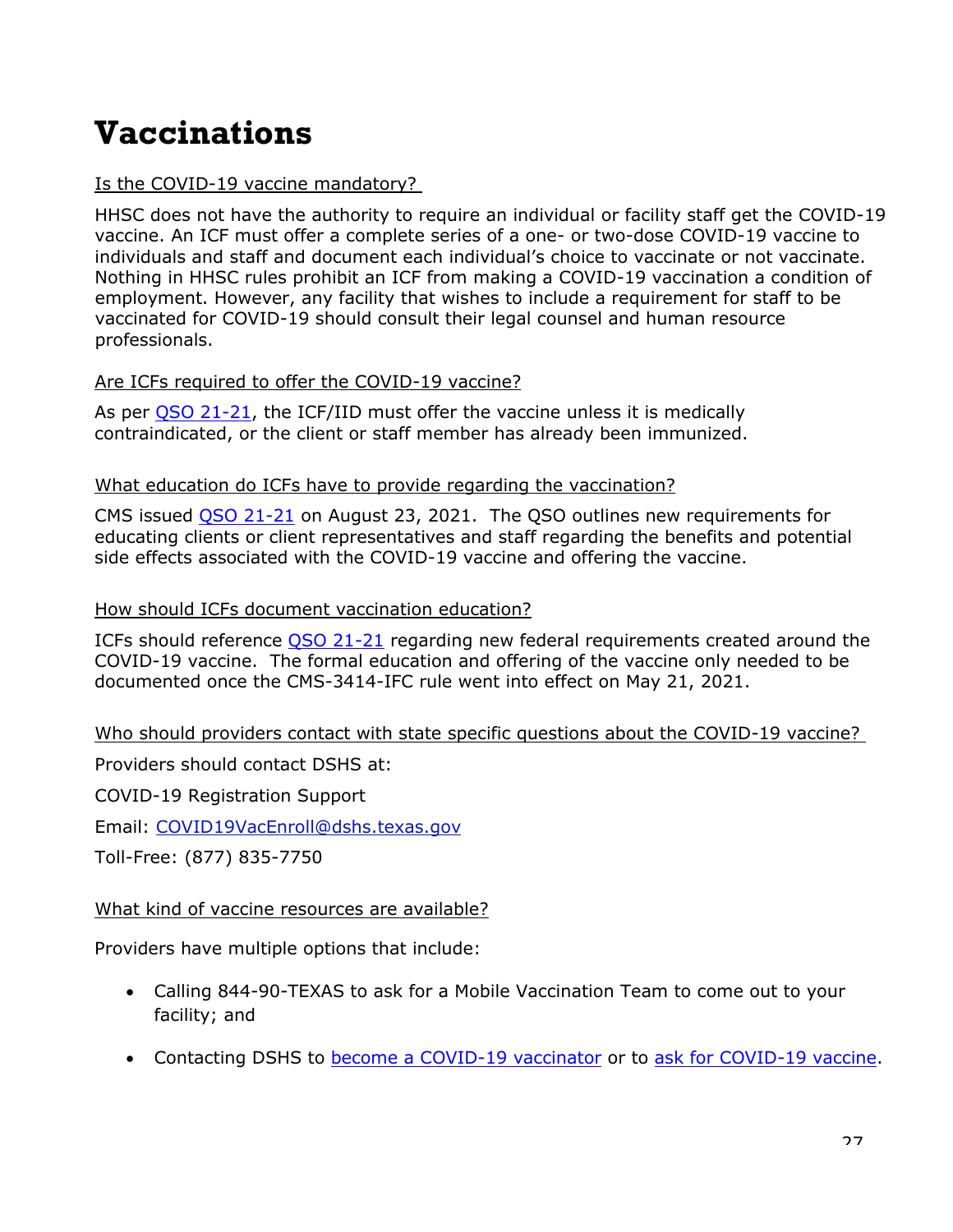# Vaccinations

Is the COVID-19 vaccine mandatory?

HHSC does not have the authority to require an individual or facility staff get the COVID-19 vaccine. An ICF must offer a complete series of a one- or two-dose COVID-19 vaccine to individuals and staff and document each individual's choice to vaccinate or not vaccinate. Nothing in HHSC rules prohibit an ICF from making a COVID-19 vaccination a condition of employment. However, any facility that wishes to include a requirement for staff to be vaccinated for COVID-19 should consult their legal counsel and human resource professionals.

Are ICFs required to offer the COVID-19 vaccine?

As per QSO 21-21, the ICF/IID must offer the vaccine unless it is medically contraindicated, or the client or staff member has already been immunized.

What education do ICFs have to provide regarding the vaccination?

CMS issued QSO 21-21 on August 23, 2021. The QSO outlines new requirements for educating clients or client representatives and staff regarding the benefits and potential side effects associated with the COVID-19 vaccine and offering the vaccine.

How should ICFs document vaccination education?

ICFs should reference QSO 21-21 regarding new federal requirements created around the COVID-19 vaccine. The formal education and offering of the vaccine only needed to be documented once the CMS-3414-IFC rule went into effect on May 21, 2021.

Who should providers contact with state specific questions about the COVID-19 vaccine?

Providers should contact DSHS at:

COVID-19 Registration Support

Email: COVID19VacEnroll@dshs.texas.gov

Toll-Free: (877) 835-7750

What kind of vaccine resources are available?

Providers have multiple options that include:

- Calling 844-90-TEXAS to ask for a Mobile Vaccination Team to come out to your facility; and
- Contacting DSHS to become a COVID-19 vaccinator or to ask for COVID-19 vaccine.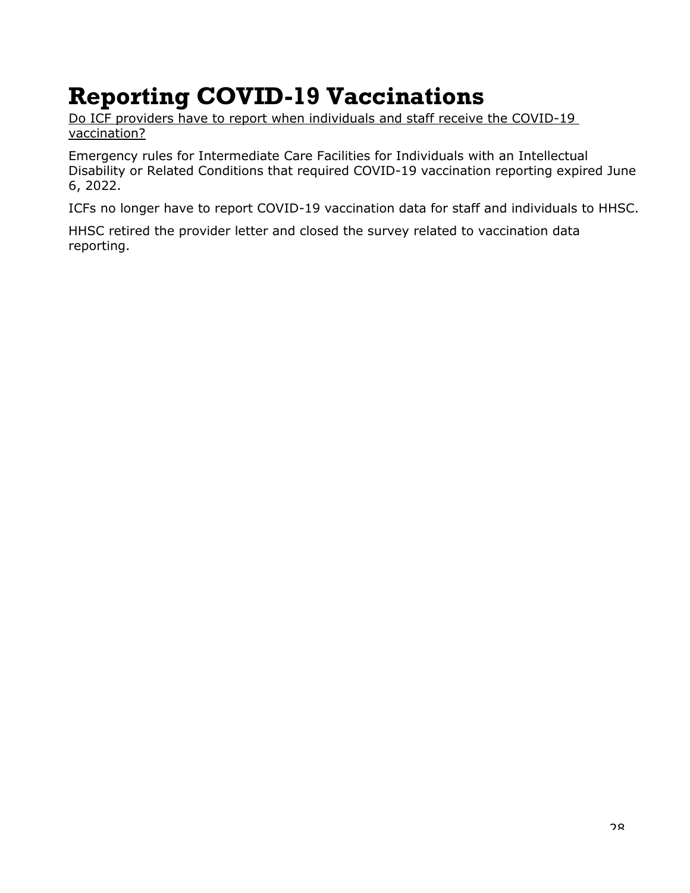# Reporting COVID-19 Vaccinations

Do ICF providers have to report when individuals and staff receive the COVID-19 vaccination?

Emergency rules for Intermediate Care Facilities for Individuals with an Intellectual Disability or Related Conditions that required COVID-19 vaccination reporting expired June 6, 2022.

ICFs no longer have to report COVID-19 vaccination data for staff and individuals to HHSC.

HHSC retired the provider letter and closed the survey related to vaccination data reporting.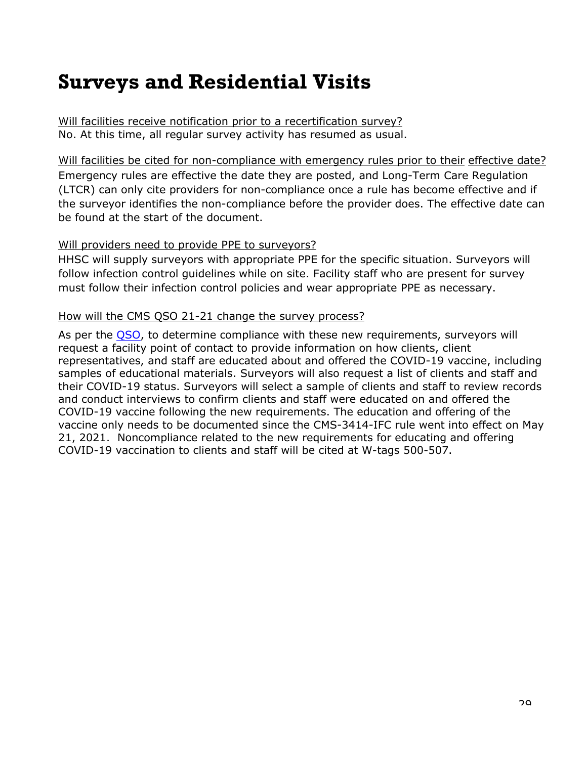# Surveys and Residential Visits

Will facilities receive notification prior to a recertification survey?

No. At this time, all regular survey activity has resumed as usual.

Will facilities be cited for non-compliance with emergency rules prior to their effective date?

Emergency rules are effective the date they are posted, and Long-Term Care Regulation (LTCR) can only cite providers for non-compliance once a rule has become effective and if the surveyor identifies the non-compliance before the provider does. The effective date can be found at the start of the document.

Will providers need to provide PPE to surveyors?

HHSC will supply surveyors with appropriate PPE for the specific situation. Surveyors will follow infection control guidelines while on site. Facility staff who are present for survey must follow their infection control policies and wear appropriate PPE as necessary.

How will the CMS QSO 21-21 change the survey process?

As per the QSO, to determine compliance with these new requirements, surveyors will request a facility point of contact to provide information on how clients, client representatives, and staff are educated about and offered the COVID-19 vaccine, including samples of educational materials. Surveyors will also request a list of clients and staff and their COVID-19 status. Surveyors will select a sample of clients and staff to review records and conduct interviews to confirm clients and staff were educated on and offered the COVID-19 vaccine following the new requirements. The education and offering of the vaccine only needs to be documented since the CMS-3414-IFC rule went into effect on May 21, 2021. Noncompliance related to the new requirements for educating and offering COVID-19 vaccination to clients and staff will be cited at W-tags 500-507.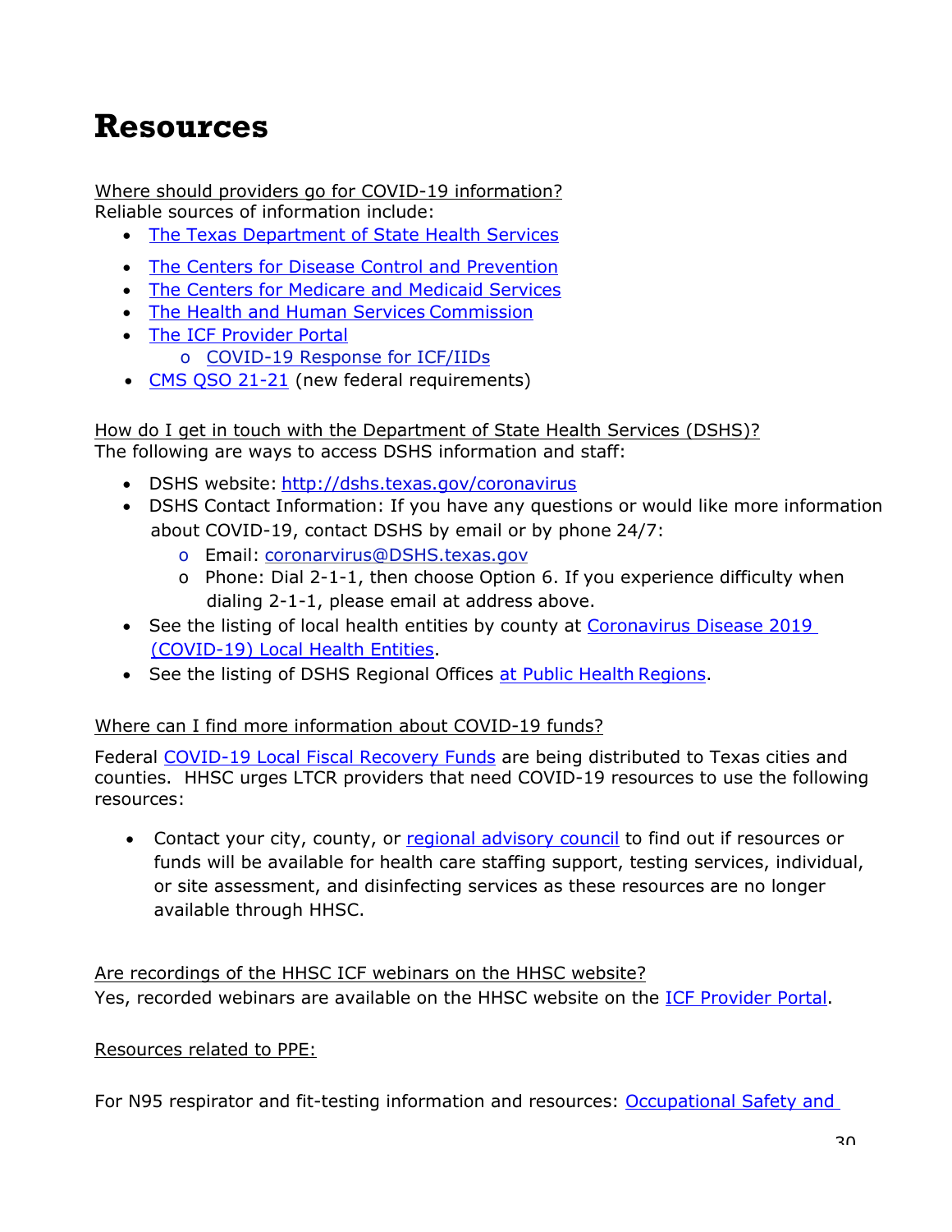# Resources

Where should providers go for COVID-19 information?
Reliable sources of information include:

- The Texas Department of State Health Services
- The Centers for Disease Control and Prevention
- The Centers for Medicare and Medicaid Services
- The Health and Human Services Commission
- The ICF Provider Portal
    - COVID-19 Response for ICF/IIDs
- CMS QSO 21-21 (new federal requirements)

How do I get in touch with the Department of State Health Services (DSHS)?
The following are ways to access DSHS information and staff:

- DSHS website: http://dshs.texas.gov/coronavirus
- DSHS Contact Information: If you have any questions or would like more information about COVID-19, contact DSHS by email or by phone 24/7:
    - Email: coronarvirus@DSHS.texas.gov
    - Phone: Dial 2-1-1, then choose Option 6. If you experience difficulty when dialing 2-1-1, please email at address above.
- See the listing of local health entities by county at Coronavirus Disease 2019 (COVID-19) Local Health Entities.
- See the listing of DSHS Regional Offices at Public Health Regions.

Where can I find more information about COVID-19 funds?

Federal COVID-19 Local Fiscal Recovery Funds are being distributed to Texas cities and counties. HHSC urges LTCR providers that need COVID-19 resources to use the following resources:

- Contact your city, county, or regional advisory council to find out if resources or funds will be available for health care staffing support, testing services, individual, or site assessment, and disinfecting services as these resources are no longer available through HHSC.

Are recordings of the HHSC ICF webinars on the HHSC website?
Yes, recorded webinars are available on the HHSC website on the ICF Provider Portal.

Resources related to PPE:

For N95 respirator and fit-testing information and resources: Occupational Safety and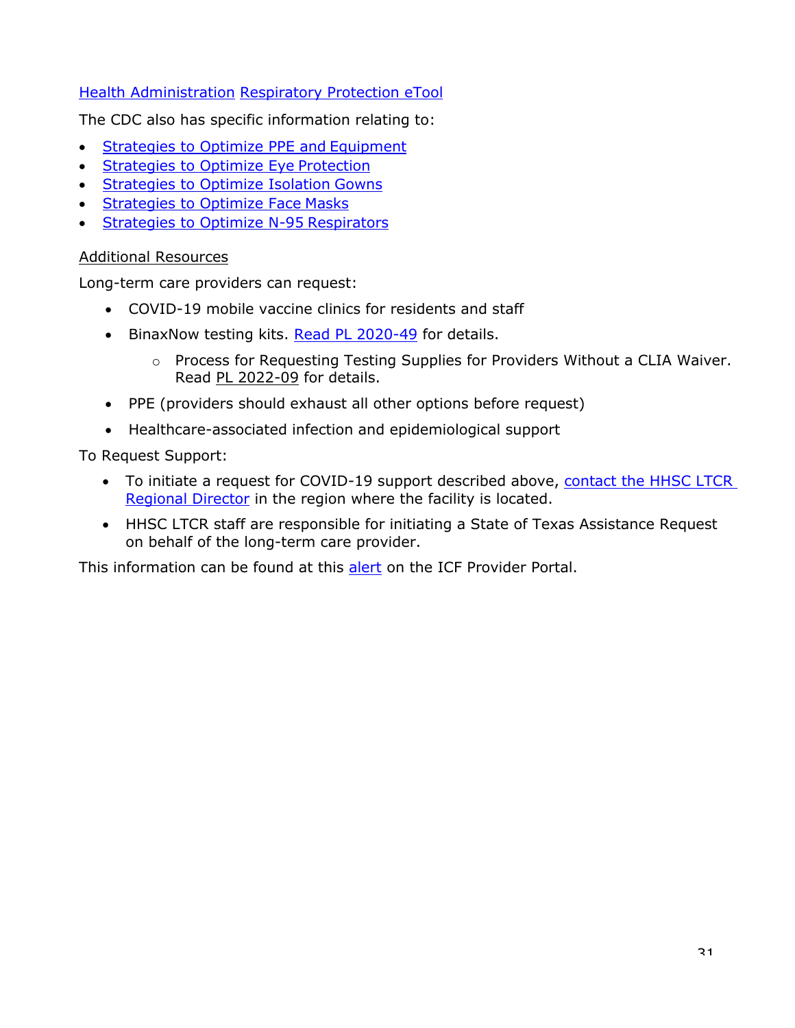Health Administration Respiratory Protection eTool

The CDC also has specific information relating to:

- Strategies to Optimize PPE and Equipment
- Strategies to Optimize Eye Protection
- Strategies to Optimize Isolation Gowns
- Strategies to Optimize Face Masks
- Strategies to Optimize N-95 Respirators

Additional Resources

Long-term care providers can request:

- COVID-19 mobile vaccine clinics for residents and staff
- BinaxNow testing kits. Read PL 2020-49 for details.
    - Process for Requesting Testing Supplies for Providers Without a CLIA Waiver. Read PL 2022-09 for details.
- PPE (providers should exhaust all other options before request)
- Healthcare-associated infection and epidemiological support

To Request Support:

- To initiate a request for COVID-19 support described above, contact the HHSC LTCR Regional Director in the region where the facility is located.
- HHSC LTCR staff are responsible for initiating a State of Texas Assistance Request on behalf of the long-term care provider.

This information can be found at this alert on the ICF Provider Portal.